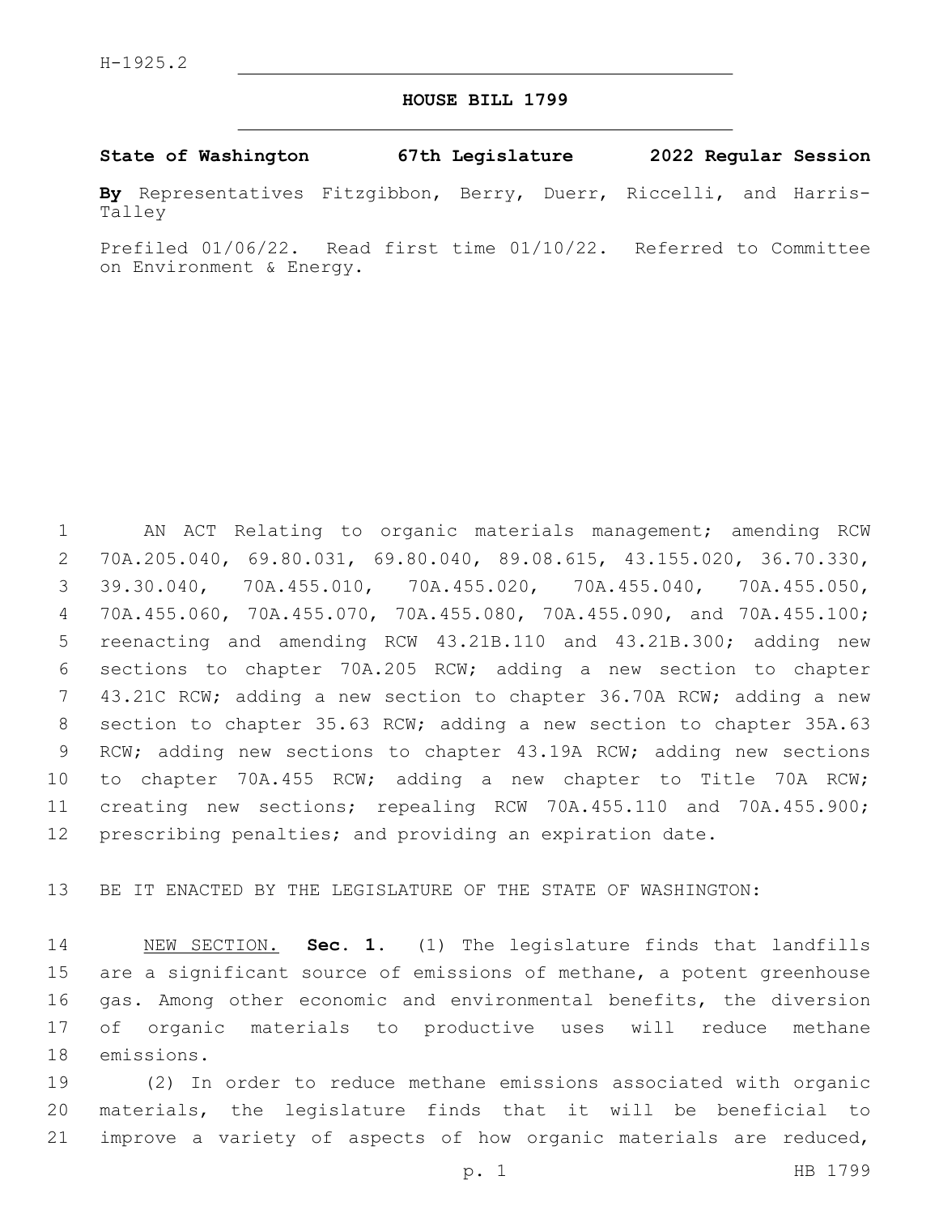H-1925.2

# HOUSE BILL 1799

**State of Washington 67th Legislature 2022 Regular Session**

**By** Representatives Fitzgibbon, Berry, Duerr, Riccelli, and Harris-Talley

Prefiled 01/06/22. Read first time 01/10/22. Referred to Committee on Environment & Energy.

AN ACT Relating to organic materials management; amending RCW 70A.205.040, 69.80.031, 69.80.040, 89.08.615, 43.155.020, 36.70.330, 39.30.040, 70A.455.010, 70A.455.020, 70A.455.040, 70A.455.050, 70A.455.060, 70A.455.070, 70A.455.080, 70A.455.090, and 70A.455.100; reenacting and amending RCW 43.21B.110 and 43.21B.300; adding new sections to chapter 70A.205 RCW; adding a new section to chapter 43.21C RCW; adding a new section to chapter 36.70A RCW; adding a new section to chapter 35.63 RCW; adding a new section to chapter 35A.63 RCW; adding new sections to chapter 43.19A RCW; adding new sections to chapter 70A.455 RCW; adding a new chapter to Title 70A RCW; creating new sections; repealing RCW 70A.455.110 and 70A.455.900; prescribing penalties; and providing an expiration date.

BE IT ENACTED BY THE LEGISLATURE OF THE STATE OF WASHINGTON:

NEW SECTION. **Sec. 1.** (1) The legislature finds that landfills are a significant source of emissions of methane, a potent greenhouse gas. Among other economic and environmental benefits, the diversion of organic materials to productive uses will reduce methane emissions.

(2) In order to reduce methane emissions associated with organic materials, the legislature finds that it will be beneficial to improve a variety of aspects of how organic materials are reduced,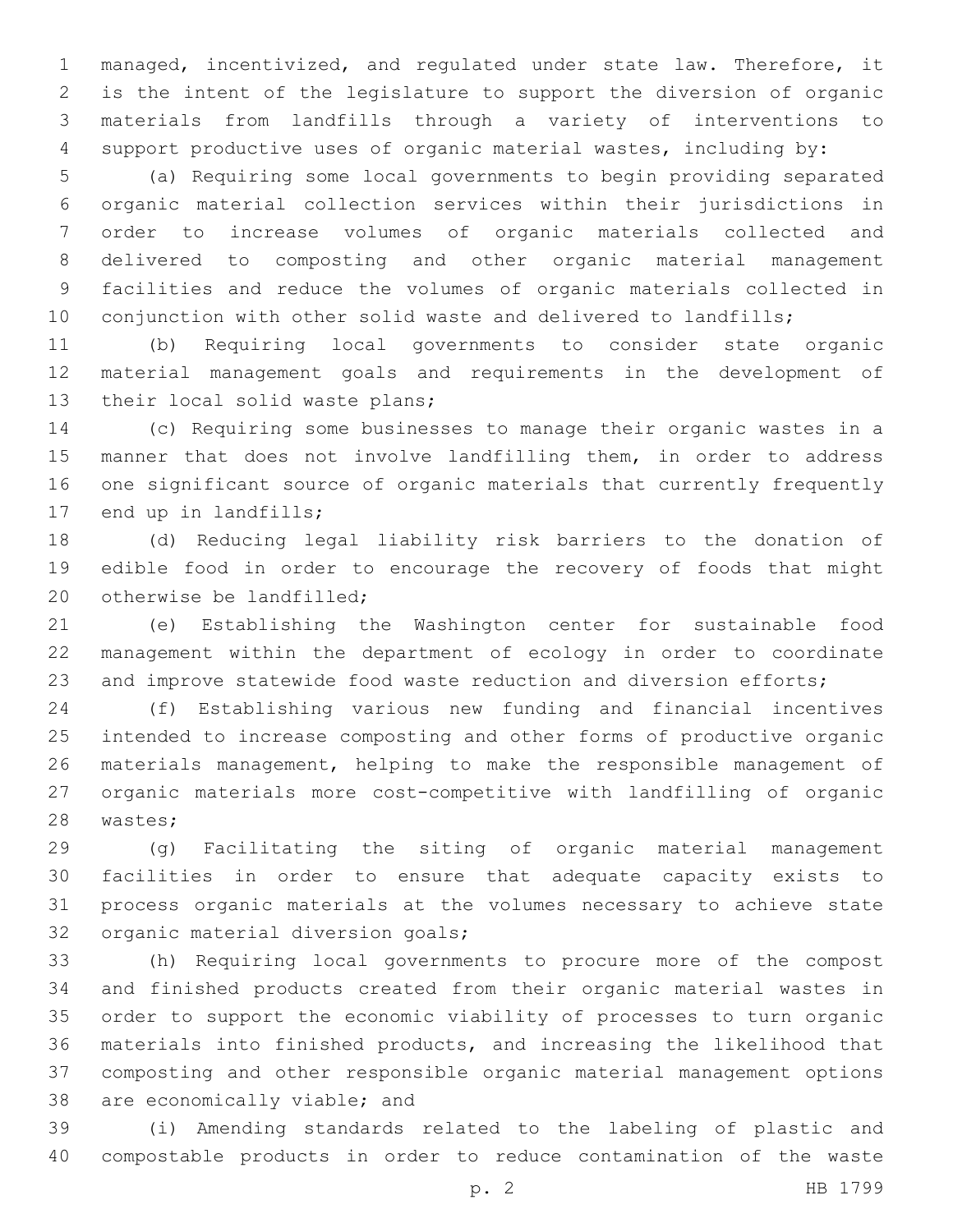managed, incentivized, and regulated under state law. Therefore, it is the intent of the legislature to support the diversion of organic materials from landfills through a variety of interventions to support productive uses of organic material wastes, including by:

(a) Requiring some local governments to begin providing separated organic material collection services within their jurisdictions in order to increase volumes of organic materials collected and delivered to composting and other organic material management facilities and reduce the volumes of organic materials collected in conjunction with other solid waste and delivered to landfills;

(b) Requiring local governments to consider state organic material management goals and requirements in the development of their local solid waste plans;

(c) Requiring some businesses to manage their organic wastes in a manner that does not involve landfilling them, in order to address one significant source of organic materials that currently frequently end up in landfills;

(d) Reducing legal liability risk barriers to the donation of edible food in order to encourage the recovery of foods that might otherwise be landfilled;

(e) Establishing the Washington center for sustainable food management within the department of ecology in order to coordinate and improve statewide food waste reduction and diversion efforts;

(f) Establishing various new funding and financial incentives intended to increase composting and other forms of productive organic materials management, helping to make the responsible management of organic materials more cost-competitive with landfilling of organic wastes;

(g) Facilitating the siting of organic material management facilities in order to ensure that adequate capacity exists to process organic materials at the volumes necessary to achieve state organic material diversion goals;

(h) Requiring local governments to procure more of the compost and finished products created from their organic material wastes in order to support the economic viability of processes to turn organic materials into finished products, and increasing the likelihood that composting and other responsible organic material management options are economically viable; and

(i) Amending standards related to the labeling of plastic and compostable products in order to reduce contamination of the waste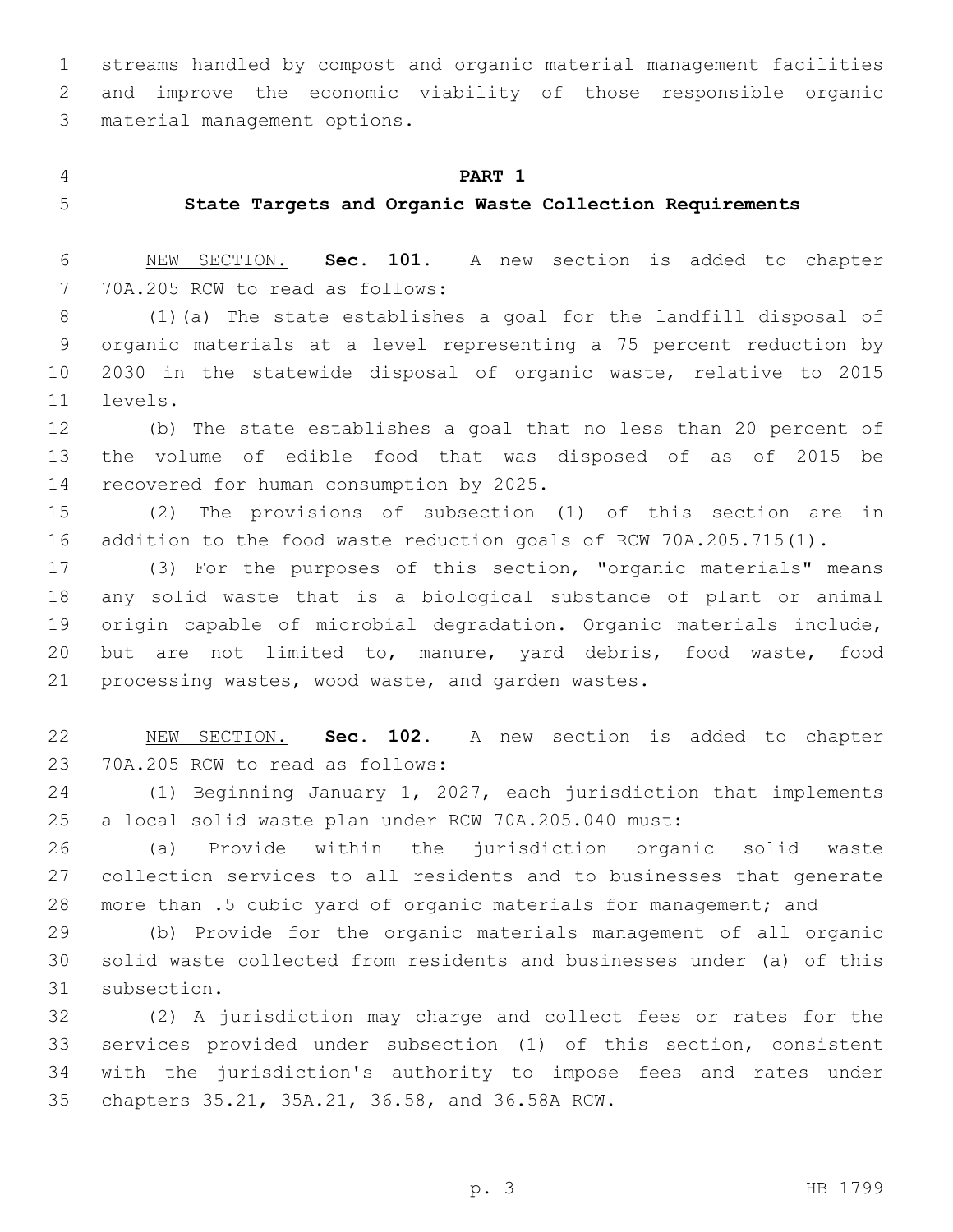streams handled by compost and organic material management facilities and improve the economic viability of those responsible organic material management options.

**PART 1**

**State Targets and Organic Waste Collection Requirements**

NEW SECTION. **Sec. 101.** A new section is added to chapter 70A.205 RCW to read as follows:

(1)(a) The state establishes a goal for the landfill disposal of organic materials at a level representing a 75 percent reduction by 2030 in the statewide disposal of organic waste, relative to 2015 levels.

(b) The state establishes a goal that no less than 20 percent of the volume of edible food that was disposed of as of 2015 be recovered for human consumption by 2025.

(2) The provisions of subsection (1) of this section are in addition to the food waste reduction goals of RCW 70A.205.715(1).

(3) For the purposes of this section, "organic materials" means any solid waste that is a biological substance of plant or animal origin capable of microbial degradation. Organic materials include, but are not limited to, manure, yard debris, food waste, food processing wastes, wood waste, and garden wastes.

NEW SECTION. **Sec. 102.** A new section is added to chapter 70A.205 RCW to read as follows:

(1) Beginning January 1, 2027, each jurisdiction that implements a local solid waste plan under RCW 70A.205.040 must:

(a) Provide within the jurisdiction organic solid waste collection services to all residents and to businesses that generate more than .5 cubic yard of organic materials for management; and

(b) Provide for the organic materials management of all organic solid waste collected from residents and businesses under (a) of this subsection.

(2) A jurisdiction may charge and collect fees or rates for the services provided under subsection (1) of this section, consistent with the jurisdiction's authority to impose fees and rates under chapters 35.21, 35A.21, 36.58, and 36.58A RCW.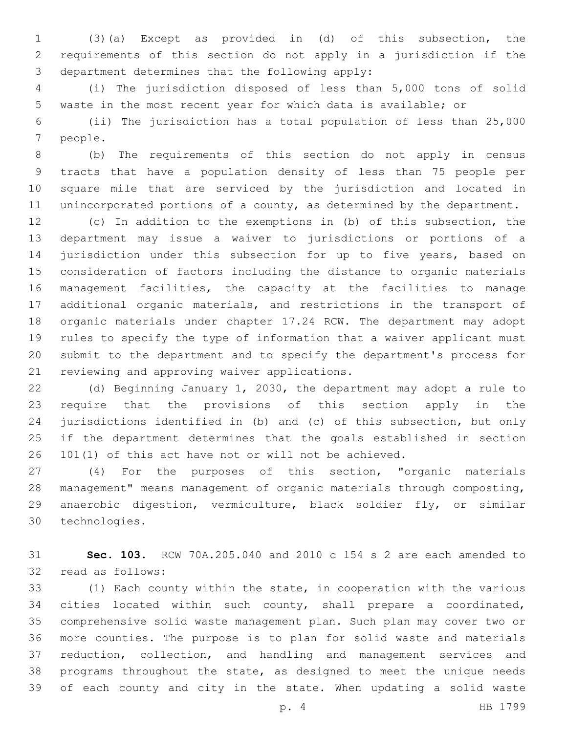(3)(a) Except as provided in (d) of this subsection, the requirements of this section do not apply in a jurisdiction if the department determines that the following apply:

(i) The jurisdiction disposed of less than 5,000 tons of solid waste in the most recent year for which data is available; or

(ii) The jurisdiction has a total population of less than 25,000 people.

(b) The requirements of this section do not apply in census tracts that have a population density of less than 75 people per square mile that are serviced by the jurisdiction and located in unincorporated portions of a county, as determined by the department.

(c) In addition to the exemptions in (b) of this subsection, the department may issue a waiver to jurisdictions or portions of a jurisdiction under this subsection for up to five years, based on consideration of factors including the distance to organic materials management facilities, the capacity at the facilities to manage additional organic materials, and restrictions in the transport of organic materials under chapter 17.24 RCW. The department may adopt rules to specify the type of information that a waiver applicant must submit to the department and to specify the department's process for reviewing and approving waiver applications.

(d) Beginning January 1, 2030, the department may adopt a rule to require that the provisions of this section apply in the jurisdictions identified in (b) and (c) of this subsection, but only if the department determines that the goals established in section 101(1) of this act have not or will not be achieved.

(4) For the purposes of this section, "organic materials management" means management of organic materials through composting, anaerobic digestion, vermiculture, black soldier fly, or similar technologies.

**Sec. 103.** RCW 70A.205.040 and 2010 c 154 s 2 are each amended to read as follows:

(1) Each county within the state, in cooperation with the various cities located within such county, shall prepare a coordinated, comprehensive solid waste management plan. Such plan may cover two or more counties. The purpose is to plan for solid waste and materials reduction, collection, and handling and management services and programs throughout the state, as designed to meet the unique needs of each county and city in the state. When updating a solid waste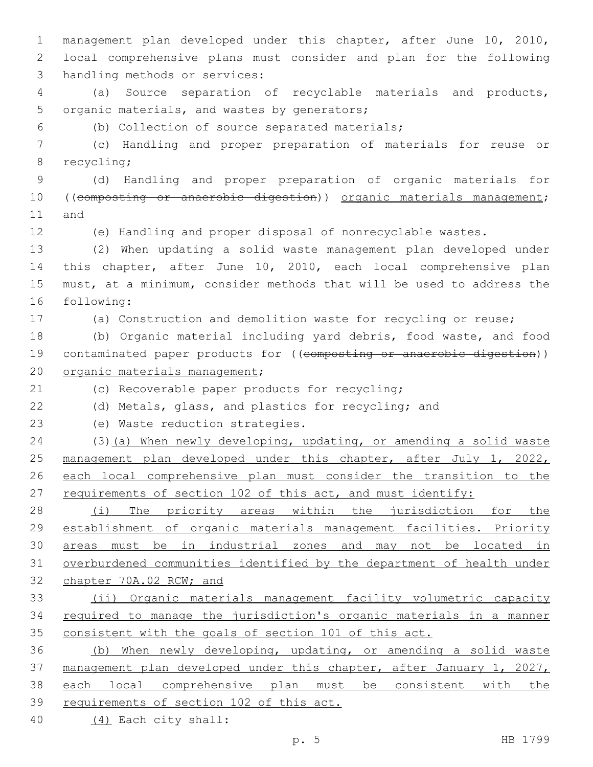management plan developed under this chapter, after June 10, 2010, local comprehensive plans must consider and plan for the following handling methods or services:

(a) Source separation of recyclable materials and products, organic materials, and wastes by generators;

(b) Collection of source separated materials;

(c) Handling and proper preparation of materials for reuse or recycling;

(d) Handling and proper preparation of organic materials for ((~~composting or anaerobic digestion~~)) <u>organic materials management</u>; and

(e) Handling and proper disposal of nonrecyclable wastes.

(2) When updating a solid waste management plan developed under this chapter, after June 10, 2010, each local comprehensive plan must, at a minimum, consider methods that will be used to address the following:

(a) Construction and demolition waste for recycling or reuse;

(b) Organic material including yard debris, food waste, and food contaminated paper products for ((~~composting or anaerobic digestion~~)) <u>organic materials management</u>;

(c) Recoverable paper products for recycling;

(d) Metals, glass, and plastics for recycling; and

(e) Waste reduction strategies.

(3)<u>(a) When newly developing, updating, or amending a solid waste management plan developed under this chapter, after July 1, 2022, each local comprehensive plan must consider the transition to the requirements of section 102 of this act, and must identify:</u>

<u>(i) The priority areas within the jurisdiction for the establishment of organic materials management facilities. Priority areas must be in industrial zones and may not be located in overburdened communities identified by the department of health under chapter 70A.02 RCW; and</u>

<u>(ii) Organic materials management facility volumetric capacity required to manage the jurisdiction's organic materials in a manner consistent with the goals of section 101 of this act.</u>

<u>(b) When newly developing, updating, or amending a solid waste management plan developed under this chapter, after January 1, 2027, each local comprehensive plan must be consistent with the requirements of section 102 of this act.</u>

<u>(4)</u> Each city shall: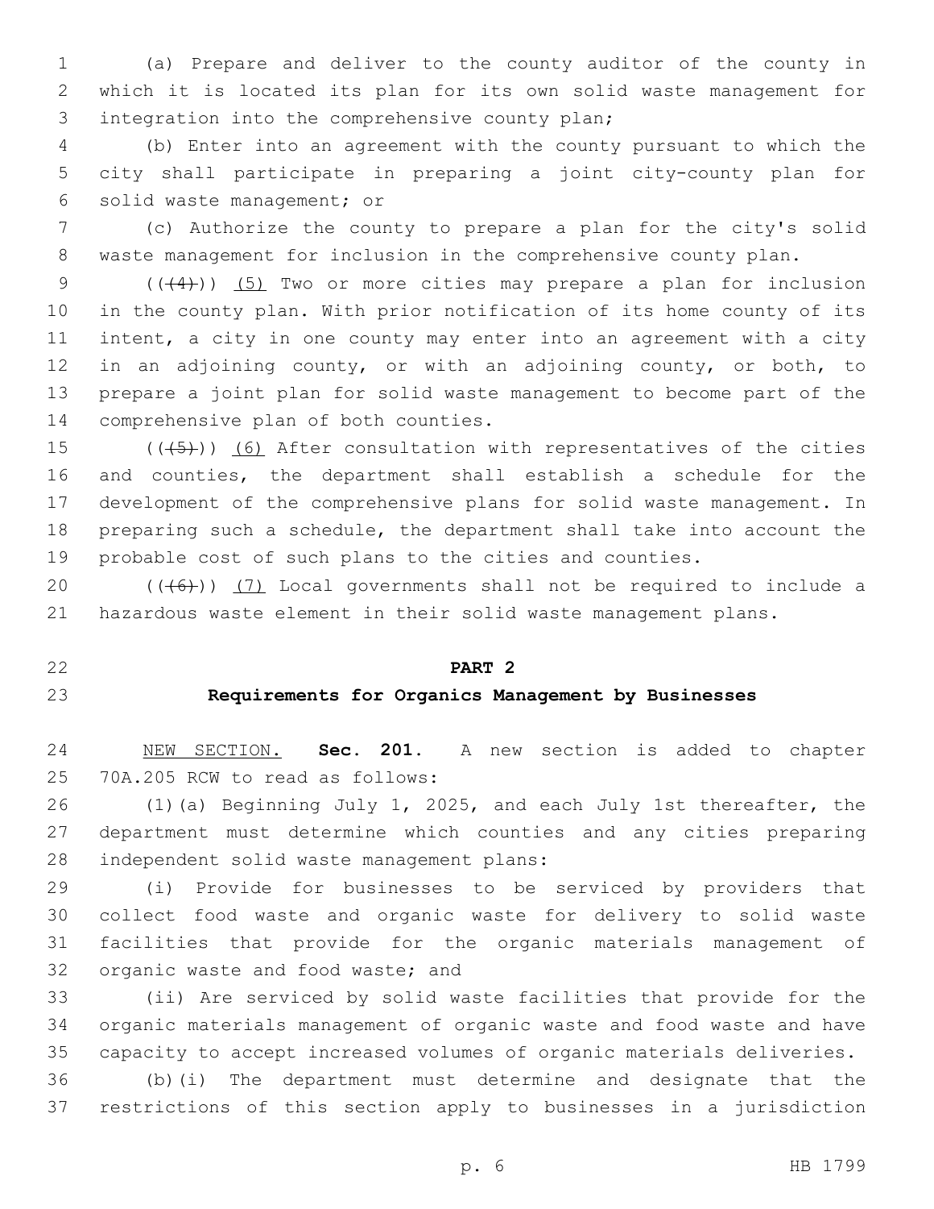(a) Prepare and deliver to the county auditor of the county in which it is located its plan for its own solid waste management for integration into the comprehensive county plan;

(b) Enter into an agreement with the county pursuant to which the city shall participate in preparing a joint city-county plan for solid waste management; or

(c) Authorize the county to prepare a plan for the city's solid waste management for inclusion in the comprehensive county plan.

(((4))) (5) Two or more cities may prepare a plan for inclusion in the county plan. With prior notification of its home county of its intent, a city in one county may enter into an agreement with a city in an adjoining county, or with an adjoining county, or both, to prepare a joint plan for solid waste management to become part of the comprehensive plan of both counties.

(((5))) (6) After consultation with representatives of the cities and counties, the department shall establish a schedule for the development of the comprehensive plans for solid waste management. In preparing such a schedule, the department shall take into account the probable cost of such plans to the cities and counties.

(((6))) (7) Local governments shall not be required to include a hazardous waste element in their solid waste management plans.

**PART 2**

**Requirements for Organics Management by Businesses**

NEW SECTION. **Sec. 201.** A new section is added to chapter 70A.205 RCW to read as follows:

(1)(a) Beginning July 1, 2025, and each July 1st thereafter, the department must determine which counties and any cities preparing independent solid waste management plans:

(i) Provide for businesses to be serviced by providers that collect food waste and organic waste for delivery to solid waste facilities that provide for the organic materials management of organic waste and food waste; and

(ii) Are serviced by solid waste facilities that provide for the organic materials management of organic waste and food waste and have capacity to accept increased volumes of organic materials deliveries.

(b)(i) The department must determine and designate that the restrictions of this section apply to businesses in a jurisdiction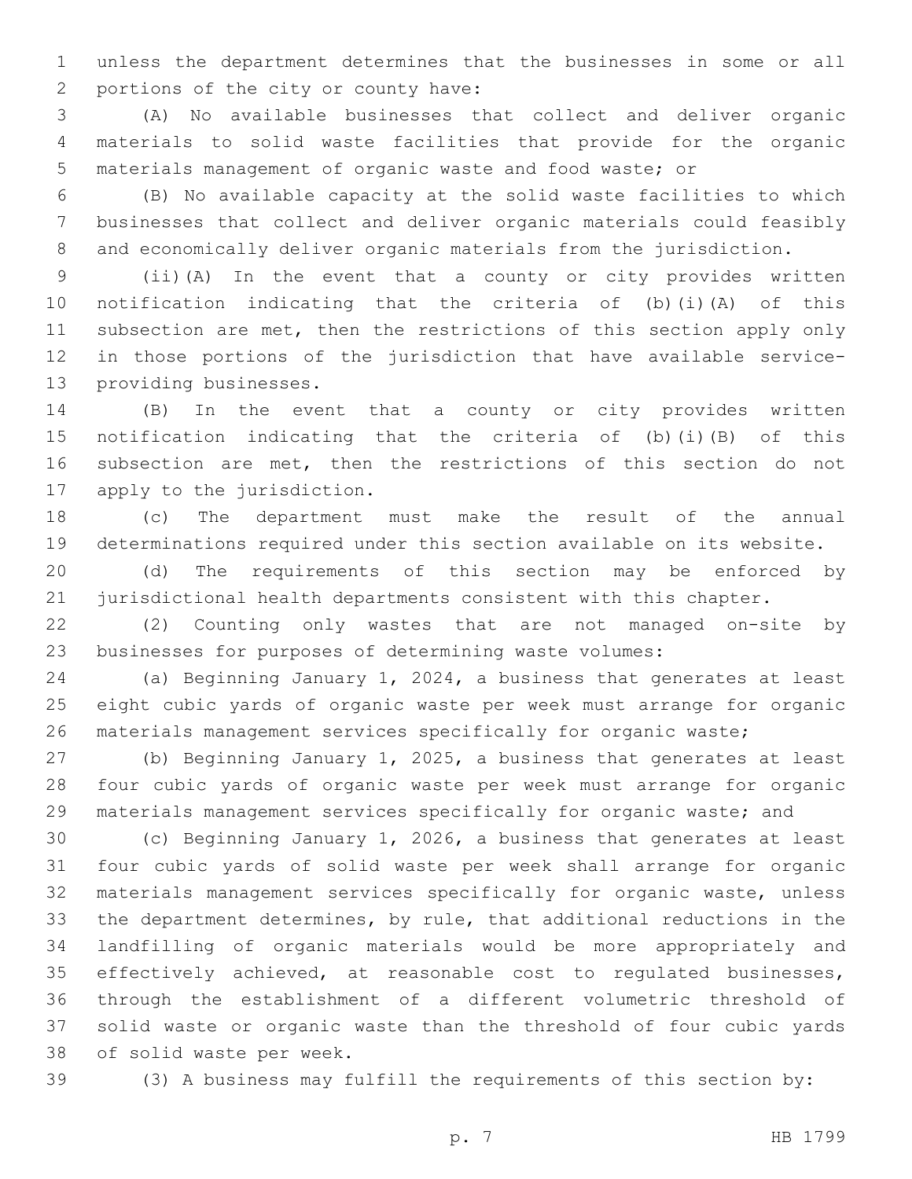unless the department determines that the businesses in some or all portions of the city or county have:

(A) No available businesses that collect and deliver organic materials to solid waste facilities that provide for the organic materials management of organic waste and food waste; or

(B) No available capacity at the solid waste facilities to which businesses that collect and deliver organic materials could feasibly and economically deliver organic materials from the jurisdiction.

(ii)(A) In the event that a county or city provides written notification indicating that the criteria of (b)(i)(A) of this subsection are met, then the restrictions of this section apply only in those portions of the jurisdiction that have available service-providing businesses.

(B) In the event that a county or city provides written notification indicating that the criteria of (b)(i)(B) of this subsection are met, then the restrictions of this section do not apply to the jurisdiction.

(c) The department must make the result of the annual determinations required under this section available on its website.

(d) The requirements of this section may be enforced by jurisdictional health departments consistent with this chapter.

(2) Counting only wastes that are not managed on-site by businesses for purposes of determining waste volumes:

(a) Beginning January 1, 2024, a business that generates at least eight cubic yards of organic waste per week must arrange for organic materials management services specifically for organic waste;

(b) Beginning January 1, 2025, a business that generates at least four cubic yards of organic waste per week must arrange for organic materials management services specifically for organic waste; and

(c) Beginning January 1, 2026, a business that generates at least four cubic yards of solid waste per week shall arrange for organic materials management services specifically for organic waste, unless the department determines, by rule, that additional reductions in the landfilling of organic materials would be more appropriately and effectively achieved, at reasonable cost to regulated businesses, through the establishment of a different volumetric threshold of solid waste or organic waste than the threshold of four cubic yards of solid waste per week.

(3) A business may fulfill the requirements of this section by: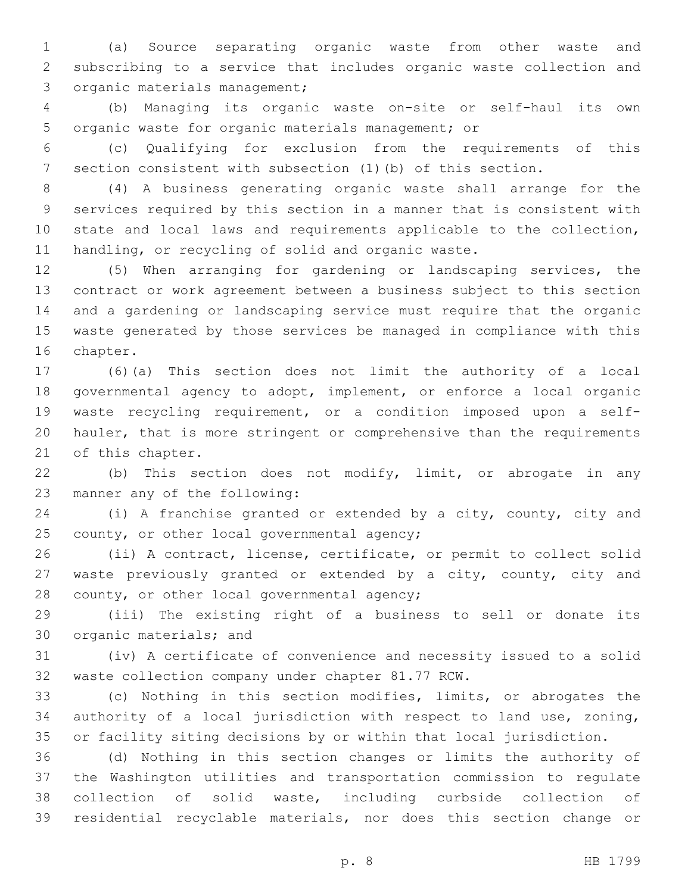(a) Source separating organic waste from other waste and subscribing to a service that includes organic waste collection and organic materials management;

(b) Managing its organic waste on-site or self-haul its own organic waste for organic materials management; or

(c) Qualifying for exclusion from the requirements of this section consistent with subsection (1)(b) of this section.

(4) A business generating organic waste shall arrange for the services required by this section in a manner that is consistent with state and local laws and requirements applicable to the collection, handling, or recycling of solid and organic waste.

(5) When arranging for gardening or landscaping services, the contract or work agreement between a business subject to this section and a gardening or landscaping service must require that the organic waste generated by those services be managed in compliance with this chapter.

(6)(a) This section does not limit the authority of a local governmental agency to adopt, implement, or enforce a local organic waste recycling requirement, or a condition imposed upon a self-hauler, that is more stringent or comprehensive than the requirements of this chapter.

(b) This section does not modify, limit, or abrogate in any manner any of the following:

(i) A franchise granted or extended by a city, county, city and county, or other local governmental agency;

(ii) A contract, license, certificate, or permit to collect solid waste previously granted or extended by a city, county, city and county, or other local governmental agency;

(iii) The existing right of a business to sell or donate its organic materials; and

(iv) A certificate of convenience and necessity issued to a solid waste collection company under chapter 81.77 RCW.

(c) Nothing in this section modifies, limits, or abrogates the authority of a local jurisdiction with respect to land use, zoning, or facility siting decisions by or within that local jurisdiction.

(d) Nothing in this section changes or limits the authority of the Washington utilities and transportation commission to regulate collection of solid waste, including curbside collection of residential recyclable materials, nor does this section change or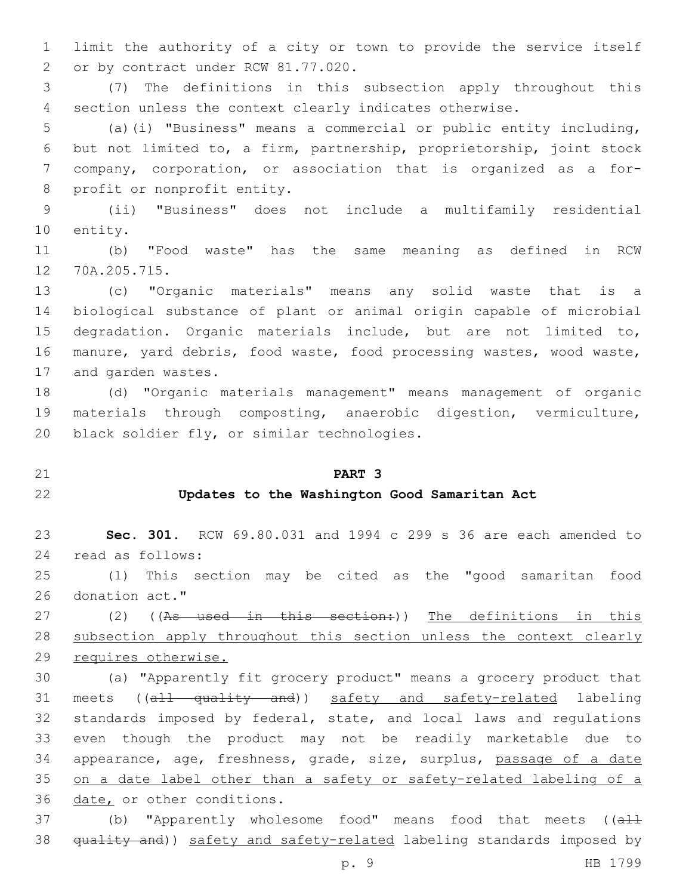limit the authority of a city or town to provide the service itself or by contract under RCW 81.77.020.

(7) The definitions in this subsection apply throughout this section unless the context clearly indicates otherwise.

(a)(i) "Business" means a commercial or public entity including, but not limited to, a firm, partnership, proprietorship, joint stock company, corporation, or association that is organized as a for-profit or nonprofit entity.

(ii) "Business" does not include a multifamily residential entity.

(b) "Food waste" has the same meaning as defined in RCW 70A.205.715.

(c) "Organic materials" means any solid waste that is a biological substance of plant or animal origin capable of microbial degradation. Organic materials include, but are not limited to, manure, yard debris, food waste, food processing wastes, wood waste, and garden wastes.

(d) "Organic materials management" means management of organic materials through composting, anaerobic digestion, vermiculture, black soldier fly, or similar technologies.

## PART 3
## Updates to the Washington Good Samaritan Act

**Sec. 301.** RCW 69.80.031 and 1994 c 299 s 36 are each amended to read as follows:

(1) This section may be cited as the "good samaritan food donation act."

(2) ((~~As used in this section:~~)) <u>The definitions in this subsection apply throughout this section unless the context clearly requires otherwise.</u>

(a) "Apparently fit grocery product" means a grocery product that meets ((~~all quality and~~)) <u>safety and safety-related</u> labeling standards imposed by federal, state, and local laws and regulations even though the product may not be readily marketable due to appearance, age, freshness, grade, size, surplus, <u>passage of a date on a date label other than a safety or safety-related labeling of a date,</u> or other conditions.

(b) "Apparently wholesome food" means food that meets ((~~all quality and~~)) <u>safety and safety-related</u> labeling standards imposed by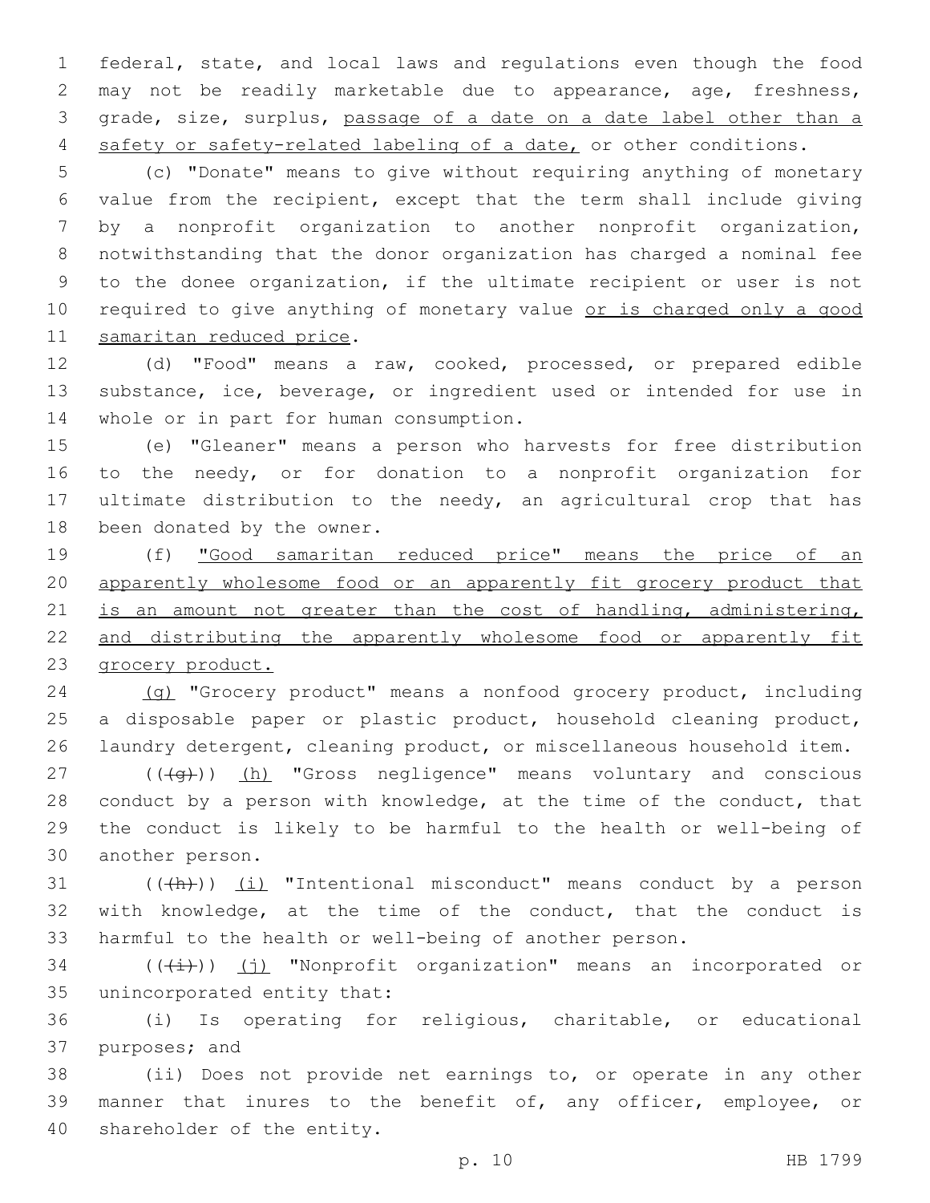federal, state, and local laws and regulations even though the food may not be readily marketable due to appearance, age, freshness, grade, size, surplus, <u>passage of a date on a date label other than a safety or safety-related labeling of a date,</u> or other conditions.

(c) "Donate" means to give without requiring anything of monetary value from the recipient, except that the term shall include giving by a nonprofit organization to another nonprofit organization, notwithstanding that the donor organization has charged a nominal fee to the donee organization, if the ultimate recipient or user is not required to give anything of monetary value <u>or is charged only a good samaritan reduced price</u>.

(d) "Food" means a raw, cooked, processed, or prepared edible substance, ice, beverage, or ingredient used or intended for use in whole or in part for human consumption.

(e) "Gleaner" means a person who harvests for free distribution to the needy, or for donation to a nonprofit organization for ultimate distribution to the needy, an agricultural crop that has been donated by the owner.

(f) <u>"Good samaritan reduced price" means the price of an apparently wholesome food or an apparently fit grocery product that is an amount not greater than the cost of handling, administering, and distributing the apparently wholesome food or apparently fit grocery product.</u>

<u>(g)</u> "Grocery product" means a nonfood grocery product, including a disposable paper or plastic product, household cleaning product, laundry detergent, cleaning product, or miscellaneous household item.

(((~~g~~))) <u>(h)</u> "Gross negligence" means voluntary and conscious conduct by a person with knowledge, at the time of the conduct, that the conduct is likely to be harmful to the health or well-being of another person.

(((~~h~~))) <u>(i)</u> "Intentional misconduct" means conduct by a person with knowledge, at the time of the conduct, that the conduct is harmful to the health or well-being of another person.

(((~~i~~))) <u>(j)</u> "Nonprofit organization" means an incorporated or unincorporated entity that:

(i) Is operating for religious, charitable, or educational purposes; and

(ii) Does not provide net earnings to, or operate in any other manner that inures to the benefit of, any officer, employee, or shareholder of the entity.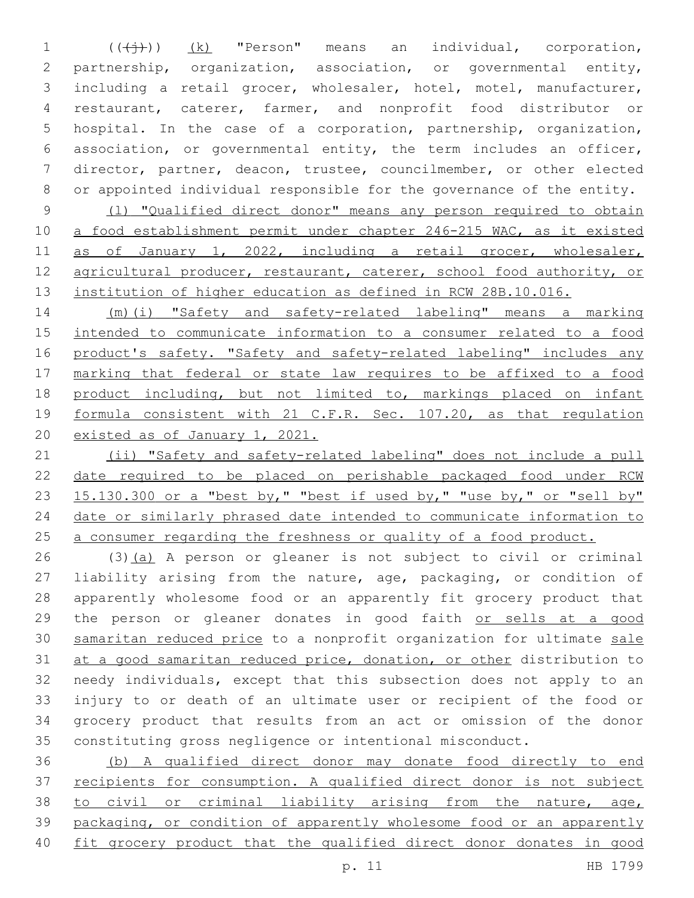(((j))) (k) "Person" means an individual, corporation, partnership, organization, association, or governmental entity, including a retail grocer, wholesaler, hotel, motel, manufacturer, restaurant, caterer, farmer, and nonprofit food distributor or hospital. In the case of a corporation, partnership, organization, association, or governmental entity, the term includes an officer, director, partner, deacon, trustee, councilmember, or other elected or appointed individual responsible for the governance of the entity.

(l) "Qualified direct donor" means any person required to obtain a food establishment permit under chapter 246-215 WAC, as it existed as of January 1, 2022, including a retail grocer, wholesaler, agricultural producer, restaurant, caterer, school food authority, or institution of higher education as defined in RCW 28B.10.016.

(m)(i) "Safety and safety-related labeling" means a marking intended to communicate information to a consumer related to a food product's safety. "Safety and safety-related labeling" includes any marking that federal or state law requires to be affixed to a food product including, but not limited to, markings placed on infant formula consistent with 21 C.F.R. Sec. 107.20, as that regulation existed as of January 1, 2021.

(ii) "Safety and safety-related labeling" does not include a pull date required to be placed on perishable packaged food under RCW 15.130.300 or a "best by," "best if used by," "use by," or "sell by" date or similarly phrased date intended to communicate information to a consumer regarding the freshness or quality of a food product.

(3)(a) A person or gleaner is not subject to civil or criminal liability arising from the nature, age, packaging, or condition of apparently wholesome food or an apparently fit grocery product that the person or gleaner donates in good faith or sells at a good samaritan reduced price to a nonprofit organization for ultimate sale at a good samaritan reduced price, donation, or other distribution to needy individuals, except that this subsection does not apply to an injury to or death of an ultimate user or recipient of the food or grocery product that results from an act or omission of the donor constituting gross negligence or intentional misconduct.

(b) A qualified direct donor may donate food directly to end recipients for consumption. A qualified direct donor is not subject to civil or criminal liability arising from the nature, age, packaging, or condition of apparently wholesome food or an apparently fit grocery product that the qualified direct donor donates in good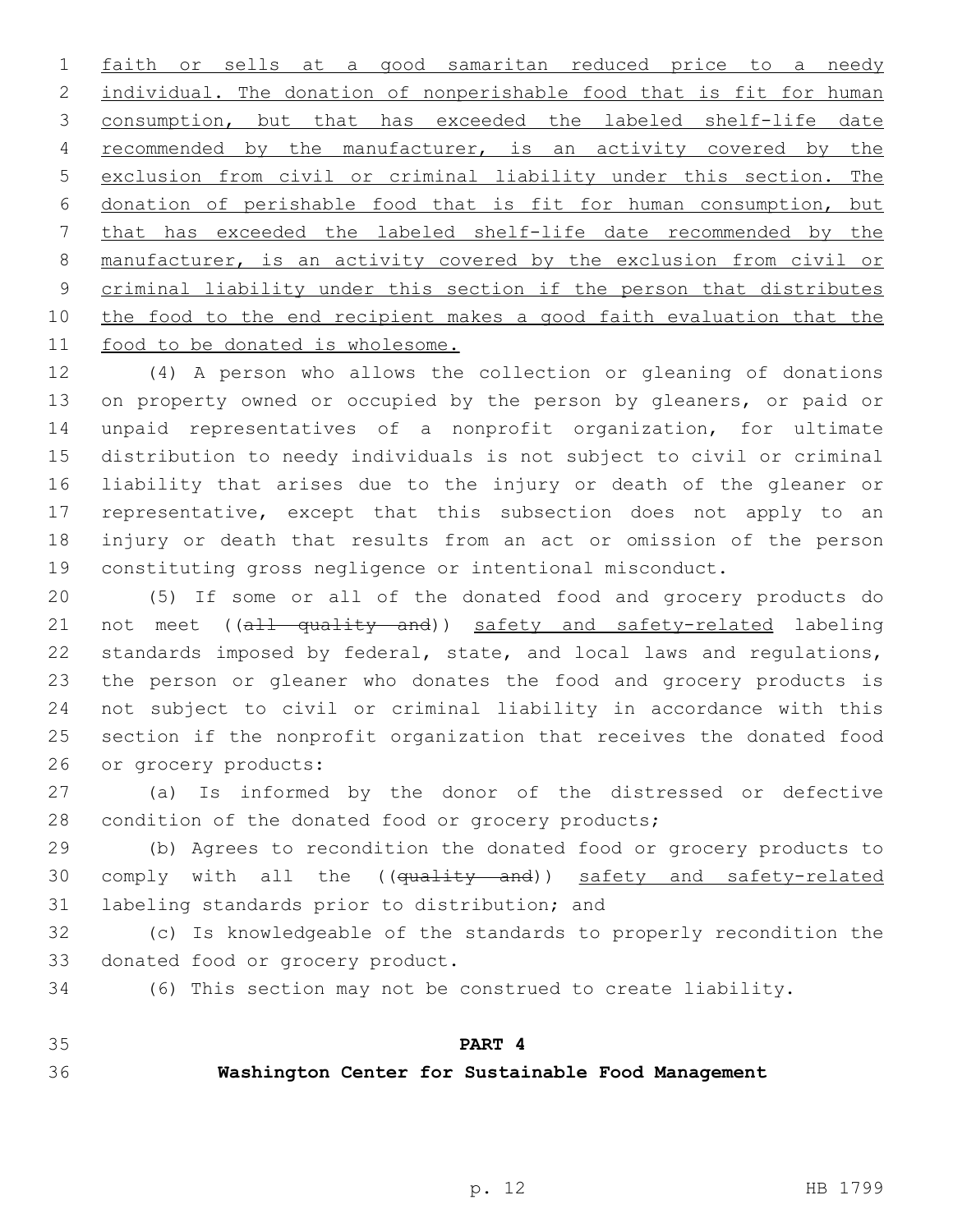faith or sells at a good samaritan reduced price to a needy individual. The donation of nonperishable food that is fit for human consumption, but that has exceeded the labeled shelf-life date recommended by the manufacturer, is an activity covered by the exclusion from civil or criminal liability under this section. The donation of perishable food that is fit for human consumption, but that has exceeded the labeled shelf-life date recommended by the manufacturer, is an activity covered by the exclusion from civil or criminal liability under this section if the person that distributes the food to the end recipient makes a good faith evaluation that the food to be donated is wholesome.

(4) A person who allows the collection or gleaning of donations on property owned or occupied by the person by gleaners, or paid or unpaid representatives of a nonprofit organization, for ultimate distribution to needy individuals is not subject to civil or criminal liability that arises due to the injury or death of the gleaner or representative, except that this subsection does not apply to an injury or death that results from an act or omission of the person constituting gross negligence or intentional misconduct.

(5) If some or all of the donated food and grocery products do not meet ((~~all quality and~~)) safety and safety-related labeling standards imposed by federal, state, and local laws and regulations, the person or gleaner who donates the food and grocery products is not subject to civil or criminal liability in accordance with this section if the nonprofit organization that receives the donated food or grocery products:

(a) Is informed by the donor of the distressed or defective condition of the donated food or grocery products;

(b) Agrees to recondition the donated food or grocery products to comply with all the ((~~quality and~~)) safety and safety-related labeling standards prior to distribution; and

(c) Is knowledgeable of the standards to properly recondition the donated food or grocery product.

(6) This section may not be construed to create liability.

**PART 4**

**Washington Center for Sustainable Food Management**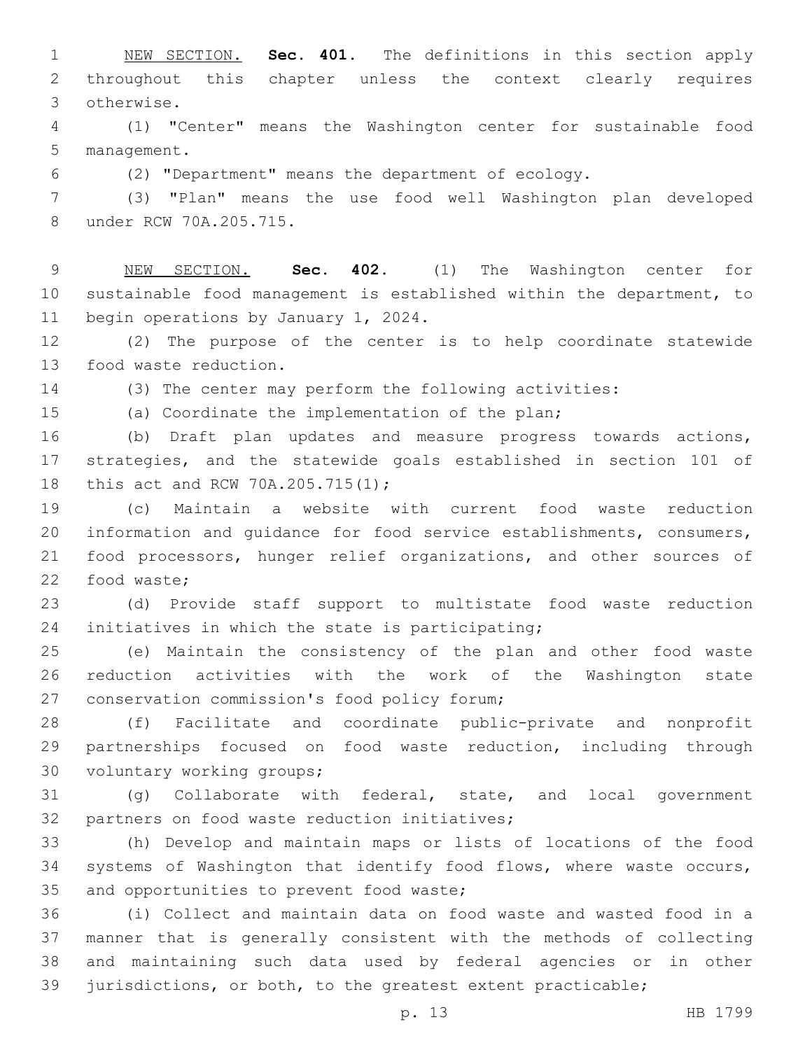NEW SECTION. **Sec. 401.** The definitions in this section apply throughout this chapter unless the context clearly requires otherwise.

(1) "Center" means the Washington center for sustainable food management.

(2) "Department" means the department of ecology.

(3) "Plan" means the use food well Washington plan developed under RCW 70A.205.715.

NEW SECTION. **Sec. 402.** (1) The Washington center for sustainable food management is established within the department, to begin operations by January 1, 2024.

(2) The purpose of the center is to help coordinate statewide food waste reduction.

(3) The center may perform the following activities:

(a) Coordinate the implementation of the plan;

(b) Draft plan updates and measure progress towards actions, strategies, and the statewide goals established in section 101 of this act and RCW 70A.205.715(1);

(c) Maintain a website with current food waste reduction information and guidance for food service establishments, consumers, food processors, hunger relief organizations, and other sources of food waste;

(d) Provide staff support to multistate food waste reduction initiatives in which the state is participating;

(e) Maintain the consistency of the plan and other food waste reduction activities with the work of the Washington state conservation commission's food policy forum;

(f) Facilitate and coordinate public-private and nonprofit partnerships focused on food waste reduction, including through voluntary working groups;

(g) Collaborate with federal, state, and local government partners on food waste reduction initiatives;

(h) Develop and maintain maps or lists of locations of the food systems of Washington that identify food flows, where waste occurs, and opportunities to prevent food waste;

(i) Collect and maintain data on food waste and wasted food in a manner that is generally consistent with the methods of collecting and maintaining such data used by federal agencies or in other jurisdictions, or both, to the greatest extent practicable;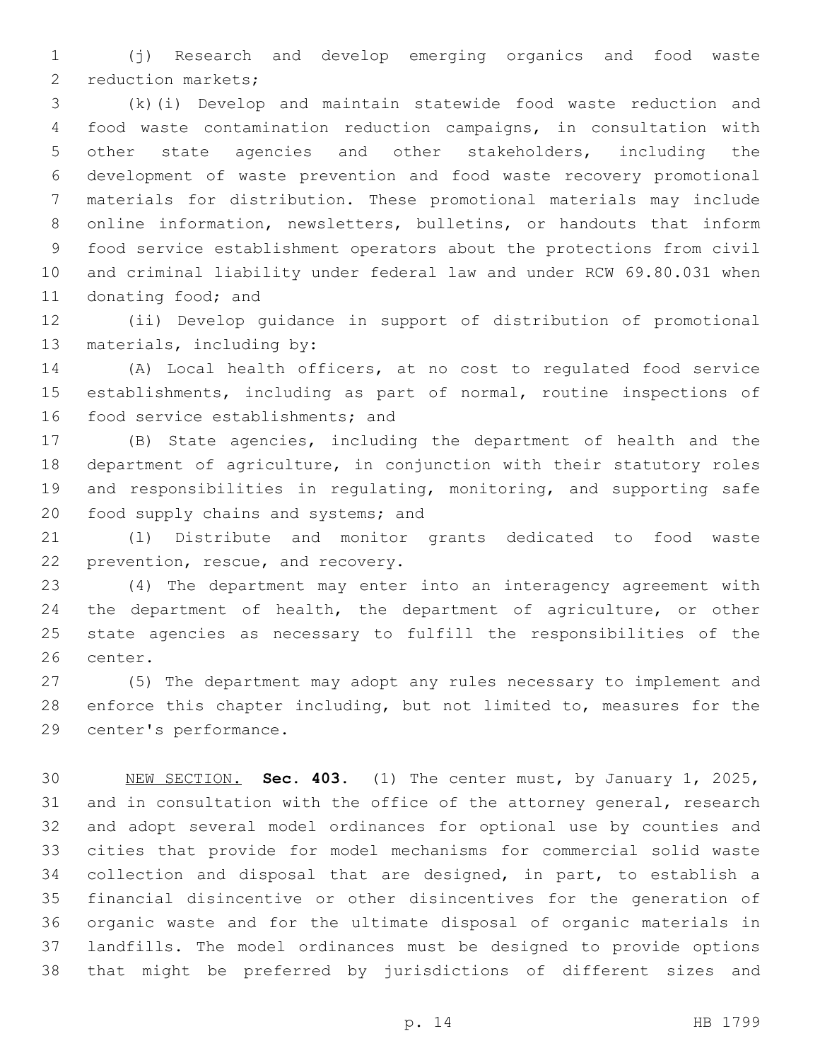(j) Research and develop emerging organics and food waste reduction markets;

(k)(i) Develop and maintain statewide food waste reduction and food waste contamination reduction campaigns, in consultation with other state agencies and other stakeholders, including the development of waste prevention and food waste recovery promotional materials for distribution. These promotional materials may include online information, newsletters, bulletins, or handouts that inform food service establishment operators about the protections from civil and criminal liability under federal law and under RCW 69.80.031 when donating food; and

(ii) Develop guidance in support of distribution of promotional materials, including by:

(A) Local health officers, at no cost to regulated food service establishments, including as part of normal, routine inspections of food service establishments; and

(B) State agencies, including the department of health and the department of agriculture, in conjunction with their statutory roles and responsibilities in regulating, monitoring, and supporting safe food supply chains and systems; and

(l) Distribute and monitor grants dedicated to food waste prevention, rescue, and recovery.

(4) The department may enter into an interagency agreement with the department of health, the department of agriculture, or other state agencies as necessary to fulfill the responsibilities of the center.

(5) The department may adopt any rules necessary to implement and enforce this chapter including, but not limited to, measures for the center's performance.

NEW SECTION. **Sec. 403.** (1) The center must, by January 1, 2025, and in consultation with the office of the attorney general, research and adopt several model ordinances for optional use by counties and cities that provide for model mechanisms for commercial solid waste collection and disposal that are designed, in part, to establish a financial disincentive or other disincentives for the generation of organic waste and for the ultimate disposal of organic materials in landfills. The model ordinances must be designed to provide options that might be preferred by jurisdictions of different sizes and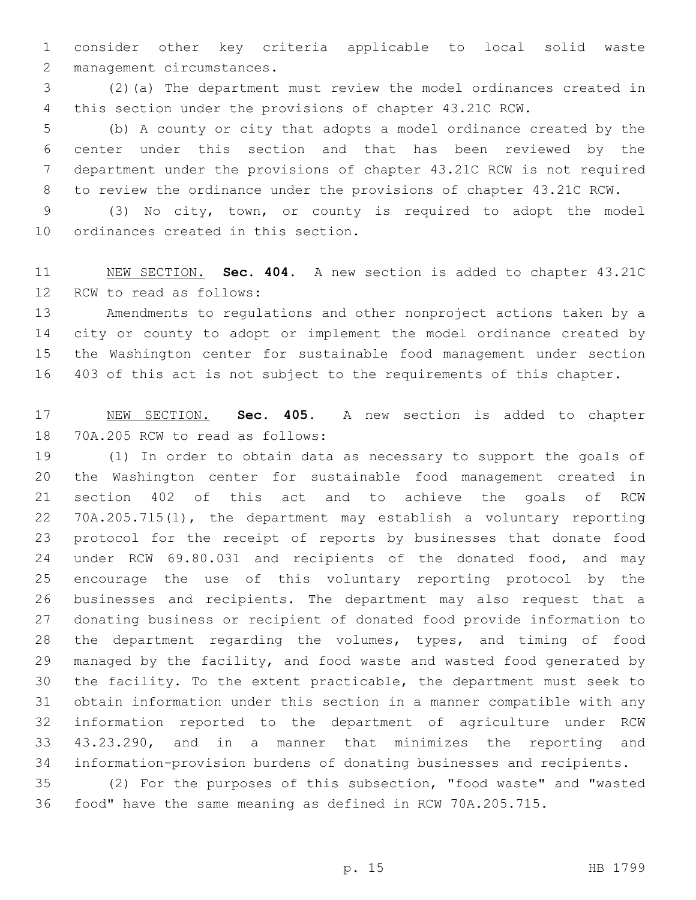consider other key criteria applicable to local solid waste management circumstances.

(2)(a) The department must review the model ordinances created in this section under the provisions of chapter 43.21C RCW.

(b) A county or city that adopts a model ordinance created by the center under this section and that has been reviewed by the department under the provisions of chapter 43.21C RCW is not required to review the ordinance under the provisions of chapter 43.21C RCW.

(3) No city, town, or county is required to adopt the model ordinances created in this section.

NEW SECTION. **Sec. 404.** A new section is added to chapter 43.21C RCW to read as follows:

Amendments to regulations and other nonproject actions taken by a city or county to adopt or implement the model ordinance created by the Washington center for sustainable food management under section 403 of this act is not subject to the requirements of this chapter.

NEW SECTION. **Sec. 405.** A new section is added to chapter 70A.205 RCW to read as follows:

(1) In order to obtain data as necessary to support the goals of the Washington center for sustainable food management created in section 402 of this act and to achieve the goals of RCW 70A.205.715(1), the department may establish a voluntary reporting protocol for the receipt of reports by businesses that donate food under RCW 69.80.031 and recipients of the donated food, and may encourage the use of this voluntary reporting protocol by the businesses and recipients. The department may also request that a donating business or recipient of donated food provide information to the department regarding the volumes, types, and timing of food managed by the facility, and food waste and wasted food generated by the facility. To the extent practicable, the department must seek to obtain information under this section in a manner compatible with any information reported to the department of agriculture under RCW 43.23.290, and in a manner that minimizes the reporting and information-provision burdens of donating businesses and recipients.

(2) For the purposes of this subsection, "food waste" and "wasted food" have the same meaning as defined in RCW 70A.205.715.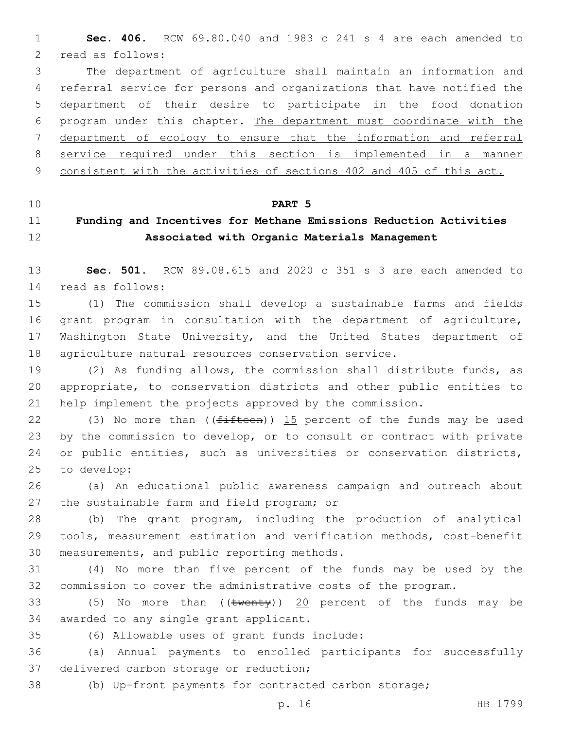**Sec. 406.** RCW 69.80.040 and 1983 c 241 s 4 are each amended to read as follows:

The department of agriculture shall maintain an information and referral service for persons and organizations that have notified the department of their desire to participate in the food donation program under this chapter. The department must coordinate with the department of ecology to ensure that the information and referral service required under this section is implemented in a manner consistent with the activities of sections 402 and 405 of this act.

**PART 5**

**Funding and Incentives for Methane Emissions Reduction Activities Associated with Organic Materials Management**

**Sec. 501.** RCW 89.08.615 and 2020 c 351 s 3 are each amended to read as follows:

(1) The commission shall develop a sustainable farms and fields grant program in consultation with the department of agriculture, Washington State University, and the United States department of agriculture natural resources conservation service.

(2) As funding allows, the commission shall distribute funds, as appropriate, to conservation districts and other public entities to help implement the projects approved by the commission.

(3) No more than ((~~fifteen~~)) 15 percent of the funds may be used by the commission to develop, or to consult or contract with private or public entities, such as universities or conservation districts, to develop:

(a) An educational public awareness campaign and outreach about the sustainable farm and field program; or

(b) The grant program, including the production of analytical tools, measurement estimation and verification methods, cost-benefit measurements, and public reporting methods.

(4) No more than five percent of the funds may be used by the commission to cover the administrative costs of the program.

(5) No more than ((~~twenty~~)) 20 percent of the funds may be awarded to any single grant applicant.

(6) Allowable uses of grant funds include:

(a) Annual payments to enrolled participants for successfully delivered carbon storage or reduction;

(b) Up-front payments for contracted carbon storage;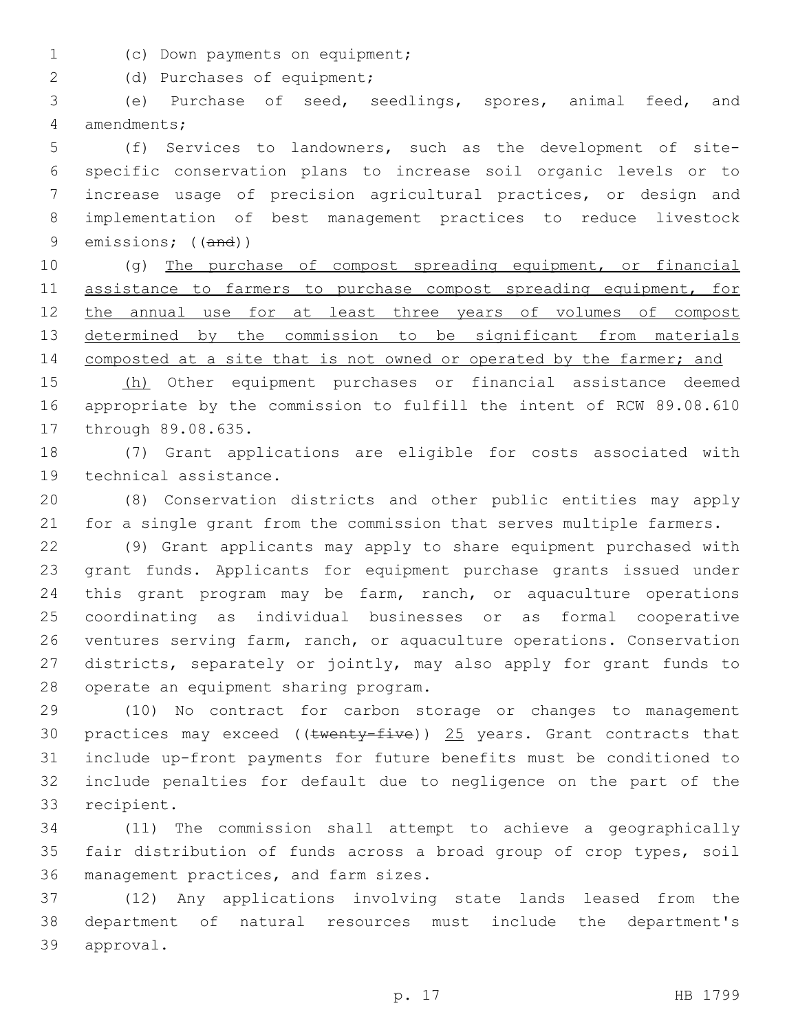(c) Down payments on equipment;

(d) Purchases of equipment;

(e) Purchase of seed, seedlings, spores, animal feed, and amendments;

(f) Services to landowners, such as the development of site-specific conservation plans to increase soil organic levels or to increase usage of precision agricultural practices, or design and implementation of best management practices to reduce livestock emissions; ((~~and~~))

(g) <u>The purchase of compost spreading equipment, or financial assistance to farmers to purchase compost spreading equipment, for the annual use for at least three years of volumes of compost determined by the commission to be significant from materials composted at a site that is not owned or operated by the farmer; and</u>

<u>(h)</u> Other equipment purchases or financial assistance deemed appropriate by the commission to fulfill the intent of RCW 89.08.610 through 89.08.635.

(7) Grant applications are eligible for costs associated with technical assistance.

(8) Conservation districts and other public entities may apply for a single grant from the commission that serves multiple farmers.

(9) Grant applicants may apply to share equipment purchased with grant funds. Applicants for equipment purchase grants issued under this grant program may be farm, ranch, or aquaculture operations coordinating as individual businesses or as formal cooperative ventures serving farm, ranch, or aquaculture operations. Conservation districts, separately or jointly, may also apply for grant funds to operate an equipment sharing program.

(10) No contract for carbon storage or changes to management practices may exceed ((~~twenty-five~~)) <u>25</u> years. Grant contracts that include up-front payments for future benefits must be conditioned to include penalties for default due to negligence on the part of the recipient.

(11) The commission shall attempt to achieve a geographically fair distribution of funds across a broad group of crop types, soil management practices, and farm sizes.

(12) Any applications involving state lands leased from the department of natural resources must include the department's approval.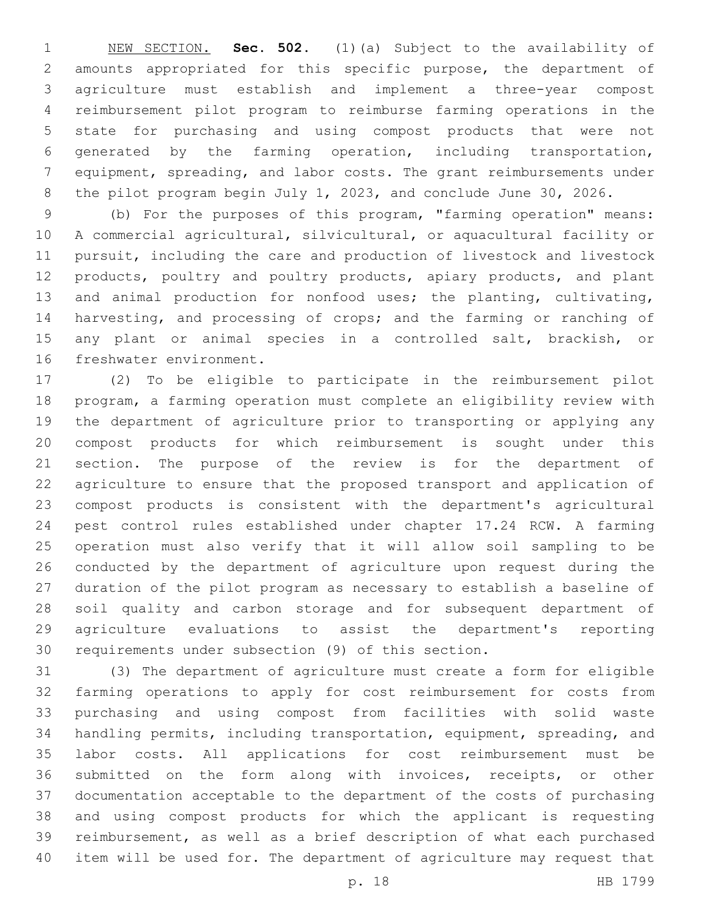NEW SECTION. **Sec. 502.** (1)(a) Subject to the availability of amounts appropriated for this specific purpose, the department of agriculture must establish and implement a three-year compost reimbursement pilot program to reimburse farming operations in the state for purchasing and using compost products that were not generated by the farming operation, including transportation, equipment, spreading, and labor costs. The grant reimbursements under the pilot program begin July 1, 2023, and conclude June 30, 2026.

(b) For the purposes of this program, "farming operation" means: A commercial agricultural, silvicultural, or aquacultural facility or pursuit, including the care and production of livestock and livestock products, poultry and poultry products, apiary products, and plant and animal production for nonfood uses; the planting, cultivating, harvesting, and processing of crops; and the farming or ranching of any plant or animal species in a controlled salt, brackish, or freshwater environment.

(2) To be eligible to participate in the reimbursement pilot program, a farming operation must complete an eligibility review with the department of agriculture prior to transporting or applying any compost products for which reimbursement is sought under this section. The purpose of the review is for the department of agriculture to ensure that the proposed transport and application of compost products is consistent with the department's agricultural pest control rules established under chapter 17.24 RCW. A farming operation must also verify that it will allow soil sampling to be conducted by the department of agriculture upon request during the duration of the pilot program as necessary to establish a baseline of soil quality and carbon storage and for subsequent department of agriculture evaluations to assist the department's reporting requirements under subsection (9) of this section.

(3) The department of agriculture must create a form for eligible farming operations to apply for cost reimbursement for costs from purchasing and using compost from facilities with solid waste handling permits, including transportation, equipment, spreading, and labor costs. All applications for cost reimbursement must be submitted on the form along with invoices, receipts, or other documentation acceptable to the department of the costs of purchasing and using compost products for which the applicant is requesting reimbursement, as well as a brief description of what each purchased item will be used for. The department of agriculture may request that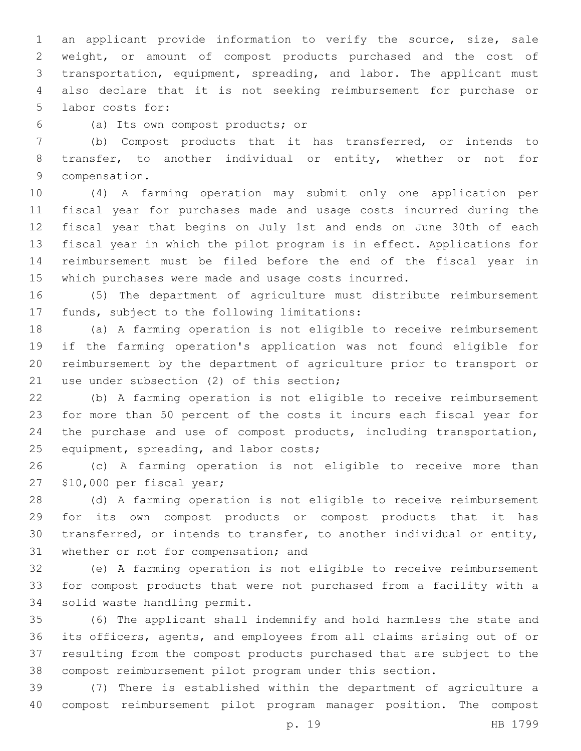an applicant provide information to verify the source, size, sale weight, or amount of compost products purchased and the cost of transportation, equipment, spreading, and labor. The applicant must also declare that it is not seeking reimbursement for purchase or labor costs for:

(a) Its own compost products; or

(b) Compost products that it has transferred, or intends to transfer, to another individual or entity, whether or not for compensation.

(4) A farming operation may submit only one application per fiscal year for purchases made and usage costs incurred during the fiscal year that begins on July 1st and ends on June 30th of each fiscal year in which the pilot program is in effect. Applications for reimbursement must be filed before the end of the fiscal year in which purchases were made and usage costs incurred.

(5) The department of agriculture must distribute reimbursement funds, subject to the following limitations:

(a) A farming operation is not eligible to receive reimbursement if the farming operation's application was not found eligible for reimbursement by the department of agriculture prior to transport or use under subsection (2) of this section;

(b) A farming operation is not eligible to receive reimbursement for more than 50 percent of the costs it incurs each fiscal year for the purchase and use of compost products, including transportation, equipment, spreading, and labor costs;

(c) A farming operation is not eligible to receive more than $10,000 per fiscal year;

(d) A farming operation is not eligible to receive reimbursement for its own compost products or compost products that it has transferred, or intends to transfer, to another individual or entity, whether or not for compensation; and

(e) A farming operation is not eligible to receive reimbursement for compost products that were not purchased from a facility with a solid waste handling permit.

(6) The applicant shall indemnify and hold harmless the state and its officers, agents, and employees from all claims arising out of or resulting from the compost products purchased that are subject to the compost reimbursement pilot program under this section.

(7) There is established within the department of agriculture a compost reimbursement pilot program manager position. The compost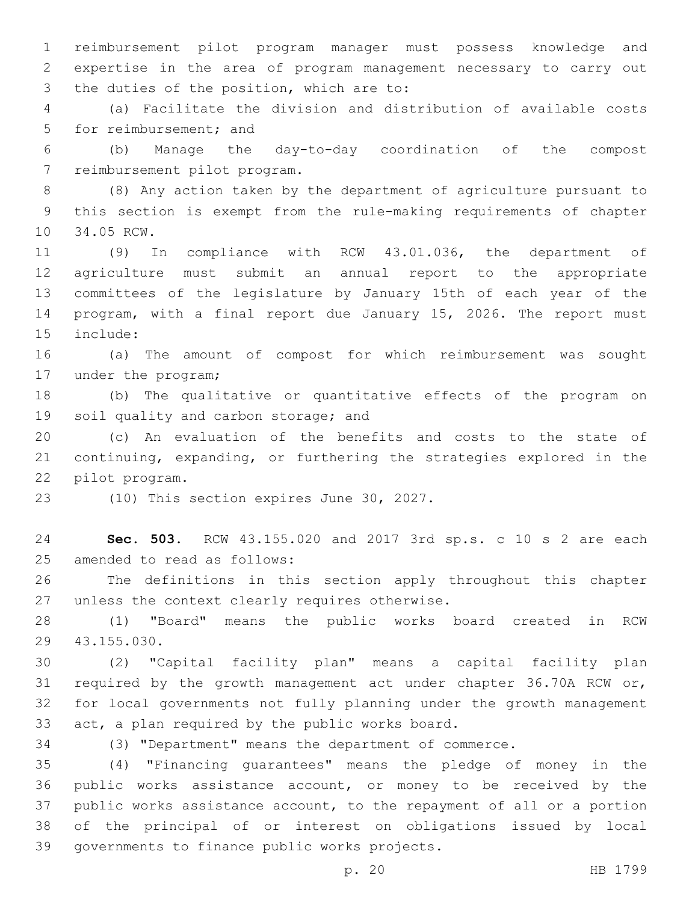reimbursement pilot program manager must possess knowledge and expertise in the area of program management necessary to carry out the duties of the position, which are to:

(a) Facilitate the division and distribution of available costs for reimbursement; and

(b) Manage the day-to-day coordination of the compost reimbursement pilot program.

(8) Any action taken by the department of agriculture pursuant to this section is exempt from the rule-making requirements of chapter 34.05 RCW.

(9) In compliance with RCW 43.01.036, the department of agriculture must submit an annual report to the appropriate committees of the legislature by January 15th of each year of the program, with a final report due January 15, 2026. The report must include:

(a) The amount of compost for which reimbursement was sought under the program;

(b) The qualitative or quantitative effects of the program on soil quality and carbon storage; and

(c) An evaluation of the benefits and costs to the state of continuing, expanding, or furthering the strategies explored in the pilot program.

(10) This section expires June 30, 2027.

**Sec. 503.** RCW 43.155.020 and 2017 3rd sp.s. c 10 s 2 are each amended to read as follows:

The definitions in this section apply throughout this chapter unless the context clearly requires otherwise.

(1) "Board" means the public works board created in RCW 43.155.030.

(2) "Capital facility plan" means a capital facility plan required by the growth management act under chapter 36.70A RCW or, for local governments not fully planning under the growth management act, a plan required by the public works board.

(3) "Department" means the department of commerce.

(4) "Financing guarantees" means the pledge of money in the public works assistance account, or money to be received by the public works assistance account, to the repayment of all or a portion of the principal of or interest on obligations issued by local governments to finance public works projects.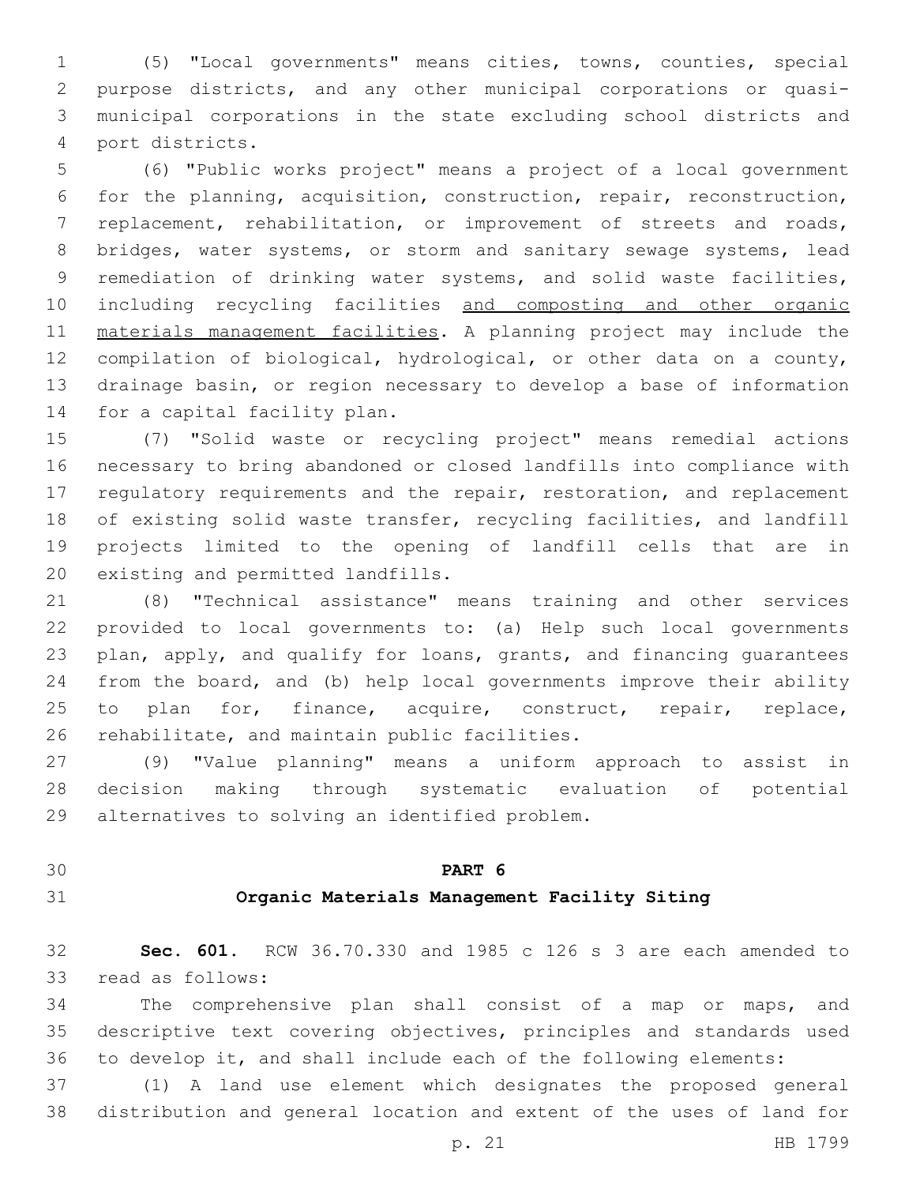(5) "Local governments" means cities, towns, counties, special purpose districts, and any other municipal corporations or quasi-municipal corporations in the state excluding school districts and port districts.

(6) "Public works project" means a project of a local government for the planning, acquisition, construction, repair, reconstruction, replacement, rehabilitation, or improvement of streets and roads, bridges, water systems, or storm and sanitary sewage systems, lead remediation of drinking water systems, and solid waste facilities, including recycling facilities <u>and composting and other organic materials management facilities</u>. A planning project may include the compilation of biological, hydrological, or other data on a county, drainage basin, or region necessary to develop a base of information for a capital facility plan.

(7) "Solid waste or recycling project" means remedial actions necessary to bring abandoned or closed landfills into compliance with regulatory requirements and the repair, restoration, and replacement of existing solid waste transfer, recycling facilities, and landfill projects limited to the opening of landfill cells that are in existing and permitted landfills.

(8) "Technical assistance" means training and other services provided to local governments to: (a) Help such local governments plan, apply, and qualify for loans, grants, and financing guarantees from the board, and (b) help local governments improve their ability to plan for, finance, acquire, construct, repair, replace, rehabilitate, and maintain public facilities.

(9) "Value planning" means a uniform approach to assist in decision making through systematic evaluation of potential alternatives to solving an identified problem.

## PART 6
## Organic Materials Management Facility Siting

**Sec. 601.** RCW 36.70.330 and 1985 c 126 s 3 are each amended to read as follows:

The comprehensive plan shall consist of a map or maps, and descriptive text covering objectives, principles and standards used to develop it, and shall include each of the following elements:

(1) A land use element which designates the proposed general distribution and general location and extent of the uses of land for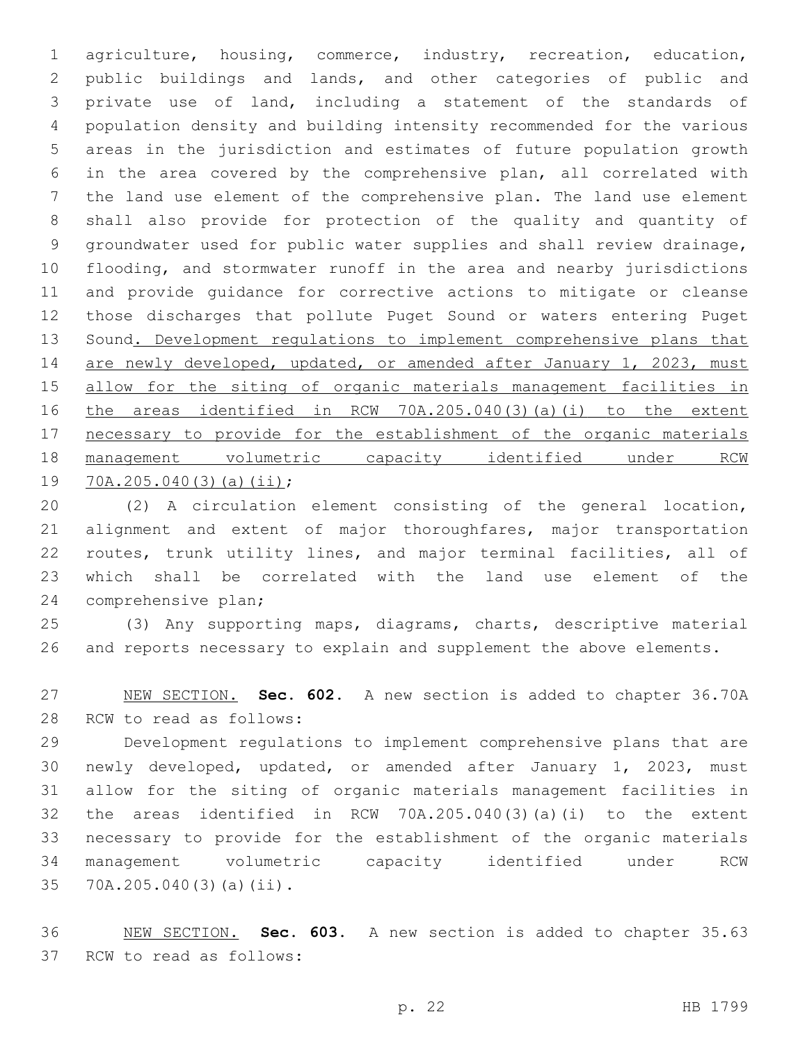agriculture, housing, commerce, industry, recreation, education, public buildings and lands, and other categories of public and private use of land, including a statement of the standards of population density and building intensity recommended for the various areas in the jurisdiction and estimates of future population growth in the area covered by the comprehensive plan, all correlated with the land use element of the comprehensive plan. The land use element shall also provide for protection of the quality and quantity of groundwater used for public water supplies and shall review drainage, flooding, and stormwater runoff in the area and nearby jurisdictions and provide guidance for corrective actions to mitigate or cleanse those discharges that pollute Puget Sound or waters entering Puget Sound<u>. Development regulations to implement comprehensive plans that are newly developed, updated, or amended after January 1, 2023, must allow for the siting of organic materials management facilities in the areas identified in RCW 70A.205.040(3)(a)(i) to the extent necessary to provide for the establishment of the organic materials management volumetric capacity identified under RCW 70A.205.040(3)(a)(ii)</u>;

(2) A circulation element consisting of the general location, alignment and extent of major thoroughfares, major transportation routes, trunk utility lines, and major terminal facilities, all of which shall be correlated with the land use element of the comprehensive plan;

(3) Any supporting maps, diagrams, charts, descriptive material and reports necessary to explain and supplement the above elements.

<u>NEW SECTION.</u> **Sec. 602.** A new section is added to chapter 36.70A RCW to read as follows:

Development regulations to implement comprehensive plans that are newly developed, updated, or amended after January 1, 2023, must allow for the siting of organic materials management facilities in the areas identified in RCW 70A.205.040(3)(a)(i) to the extent necessary to provide for the establishment of the organic materials management volumetric capacity identified under RCW 70A.205.040(3)(a)(ii).

<u>NEW SECTION.</u> **Sec. 603.** A new section is added to chapter 35.63 RCW to read as follows: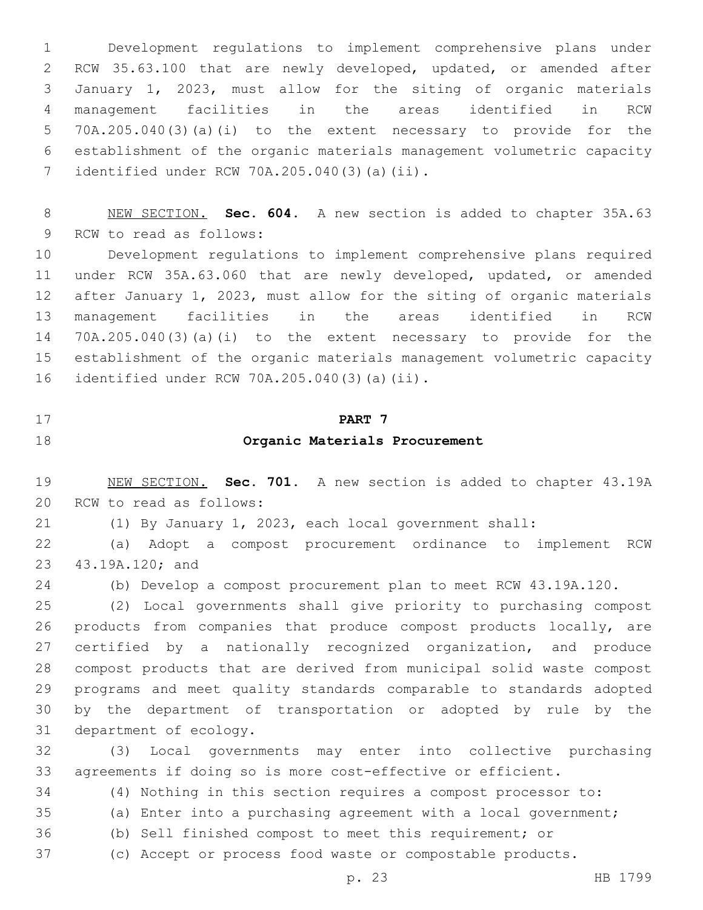Development regulations to implement comprehensive plans under RCW 35.63.100 that are newly developed, updated, or amended after January 1, 2023, must allow for the siting of organic materials management facilities in the areas identified in RCW 70A.205.040(3)(a)(i) to the extent necessary to provide for the establishment of the organic materials management volumetric capacity identified under RCW 70A.205.040(3)(a)(ii).

NEW SECTION. **Sec. 604.** A new section is added to chapter 35A.63 RCW to read as follows:

Development regulations to implement comprehensive plans required under RCW 35A.63.060 that are newly developed, updated, or amended after January 1, 2023, must allow for the siting of organic materials management facilities in the areas identified in RCW 70A.205.040(3)(a)(i) to the extent necessary to provide for the establishment of the organic materials management volumetric capacity identified under RCW 70A.205.040(3)(a)(ii).

## PART 7
## Organic Materials Procurement

NEW SECTION. **Sec. 701.** A new section is added to chapter 43.19A RCW to read as follows:

(1) By January 1, 2023, each local government shall:

(a) Adopt a compost procurement ordinance to implement RCW 43.19A.120; and

(b) Develop a compost procurement plan to meet RCW 43.19A.120.

(2) Local governments shall give priority to purchasing compost products from companies that produce compost products locally, are certified by a nationally recognized organization, and produce compost products that are derived from municipal solid waste compost programs and meet quality standards comparable to standards adopted by the department of transportation or adopted by rule by the department of ecology.

(3) Local governments may enter into collective purchasing agreements if doing so is more cost-effective or efficient.

(4) Nothing in this section requires a compost processor to:

(a) Enter into a purchasing agreement with a local government;

(b) Sell finished compost to meet this requirement; or

(c) Accept or process food waste or compostable products.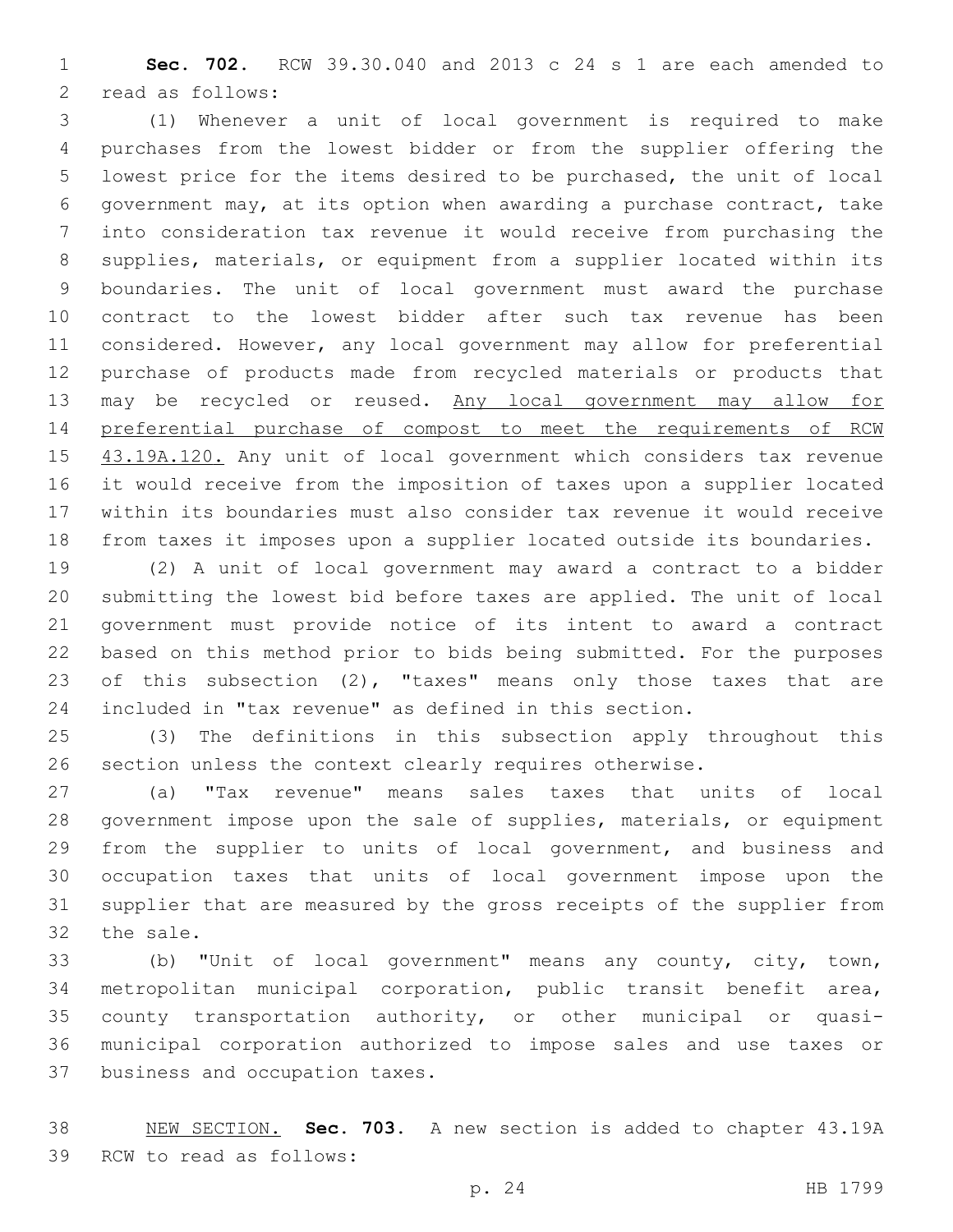**Sec. 702.** RCW 39.30.040 and 2013 c 24 s 1 are each amended to read as follows:

(1) Whenever a unit of local government is required to make purchases from the lowest bidder or from the supplier offering the lowest price for the items desired to be purchased, the unit of local government may, at its option when awarding a purchase contract, take into consideration tax revenue it would receive from purchasing the supplies, materials, or equipment from a supplier located within its boundaries. The unit of local government must award the purchase contract to the lowest bidder after such tax revenue has been considered. However, any local government may allow for preferential purchase of products made from recycled materials or products that may be recycled or reused. <u>Any local government may allow for preferential purchase of compost to meet the requirements of RCW 43.19A.120.</u> Any unit of local government which considers tax revenue it would receive from the imposition of taxes upon a supplier located within its boundaries must also consider tax revenue it would receive from taxes it imposes upon a supplier located outside its boundaries.

(2) A unit of local government may award a contract to a bidder submitting the lowest bid before taxes are applied. The unit of local government must provide notice of its intent to award a contract based on this method prior to bids being submitted. For the purposes of this subsection (2), "taxes" means only those taxes that are included in "tax revenue" as defined in this section.

(3) The definitions in this subsection apply throughout this section unless the context clearly requires otherwise.

(a) "Tax revenue" means sales taxes that units of local government impose upon the sale of supplies, materials, or equipment from the supplier to units of local government, and business and occupation taxes that units of local government impose upon the supplier that are measured by the gross receipts of the supplier from the sale.

(b) "Unit of local government" means any county, city, town, metropolitan municipal corporation, public transit benefit area, county transportation authority, or other municipal or quasi-municipal corporation authorized to impose sales and use taxes or business and occupation taxes.

<u>NEW SECTION.</u> **Sec. 703.** A new section is added to chapter 43.19A RCW to read as follows: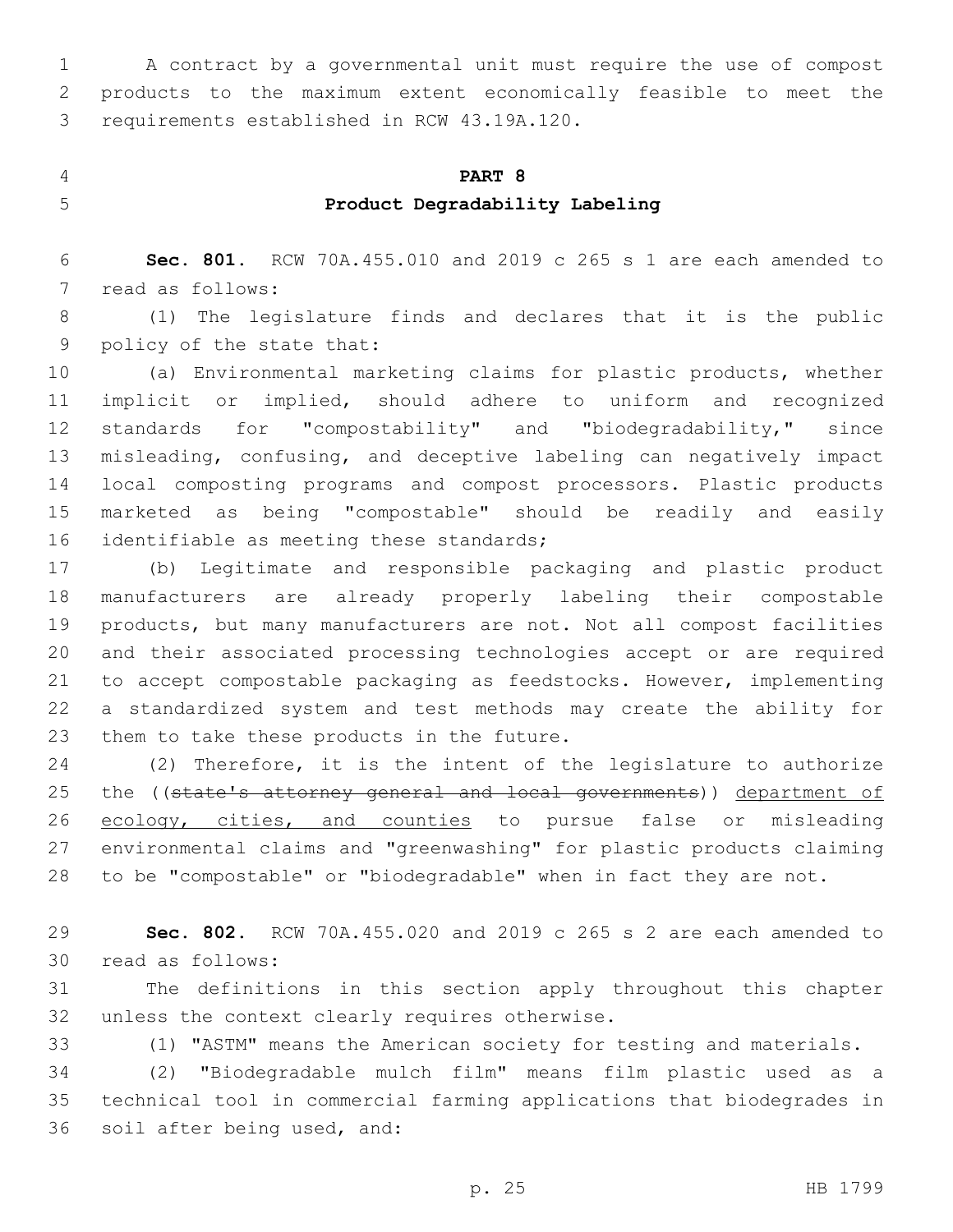A contract by a governmental unit must require the use of compost products to the maximum extent economically feasible to meet the requirements established in RCW 43.19A.120.

## PART 8

## Product Degradability Labeling

**Sec. 801.** RCW 70A.455.010 and 2019 c 265 s 1 are each amended to read as follows:

(1) The legislature finds and declares that it is the public policy of the state that:

(a) Environmental marketing claims for plastic products, whether implicit or implied, should adhere to uniform and recognized standards for "compostability" and "biodegradability," since misleading, confusing, and deceptive labeling can negatively impact local composting programs and compost processors. Plastic products marketed as being "compostable" should be readily and easily identifiable as meeting these standards;

(b) Legitimate and responsible packaging and plastic product manufacturers are already properly labeling their compostable products, but many manufacturers are not. Not all compost facilities and their associated processing technologies accept or are required to accept compostable packaging as feedstocks. However, implementing a standardized system and test methods may create the ability for them to take these products in the future.

(2) Therefore, it is the intent of the legislature to authorize the ((~~state's attorney general and local governments~~)) <u>department of ecology, cities, and counties</u> to pursue false or misleading environmental claims and "greenwashing" for plastic products claiming to be "compostable" or "biodegradable" when in fact they are not.

**Sec. 802.** RCW 70A.455.020 and 2019 c 265 s 2 are each amended to read as follows:

The definitions in this section apply throughout this chapter unless the context clearly requires otherwise.

(1) "ASTM" means the American society for testing and materials.

(2) "Biodegradable mulch film" means film plastic used as a technical tool in commercial farming applications that biodegrades in soil after being used, and: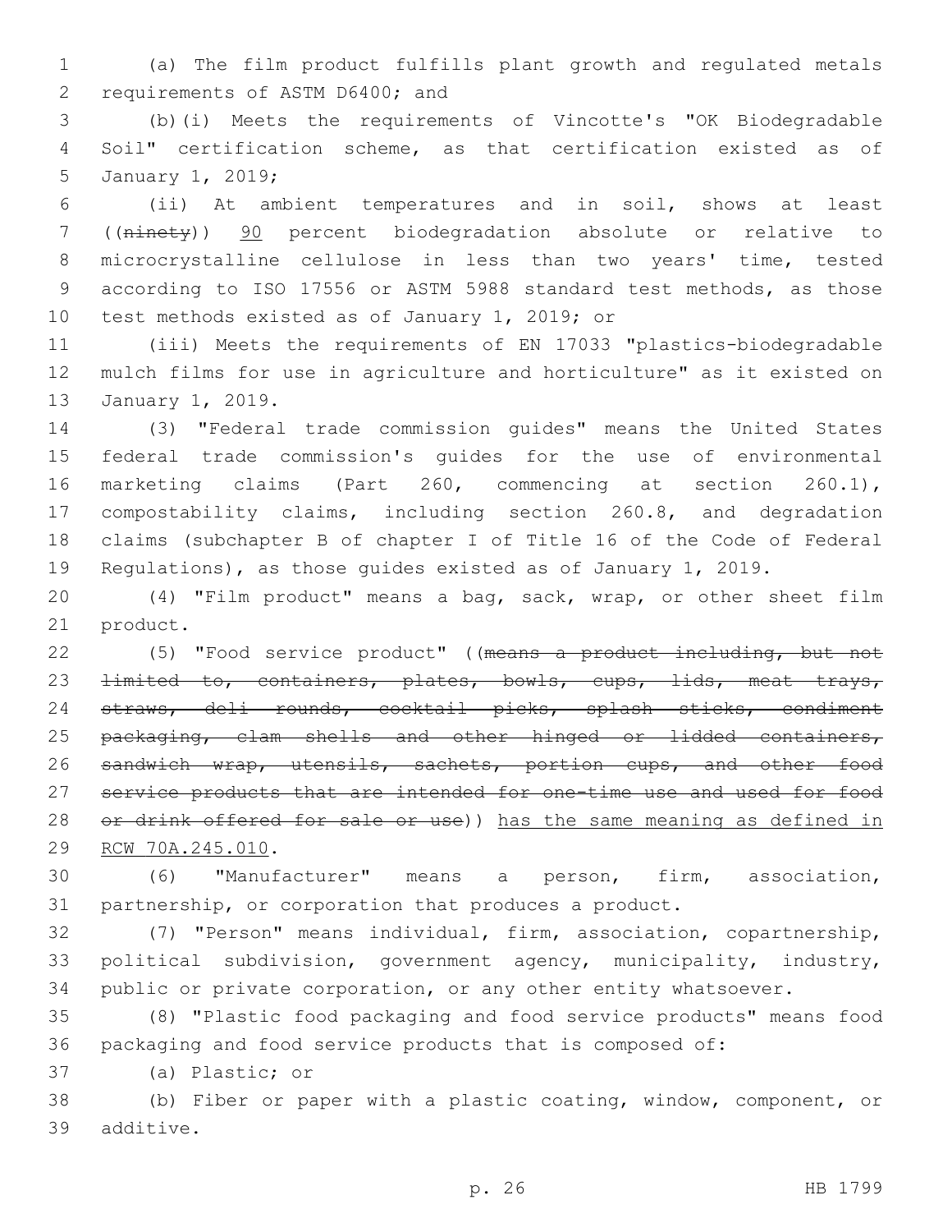(a) The film product fulfills plant growth and regulated metals requirements of ASTM D6400; and

(b)(i) Meets the requirements of Vincotte's "OK Biodegradable Soil" certification scheme, as that certification existed as of January 1, 2019;

(ii) At ambient temperatures and in soil, shows at least ((~~ninety~~)) 90 percent biodegradation absolute or relative to microcrystalline cellulose in less than two years' time, tested according to ISO 17556 or ASTM 5988 standard test methods, as those test methods existed as of January 1, 2019; or

(iii) Meets the requirements of EN 17033 "plastics-biodegradable mulch films for use in agriculture and horticulture" as it existed on January 1, 2019.

(3) "Federal trade commission guides" means the United States federal trade commission's guides for the use of environmental marketing claims (Part 260, commencing at section 260.1), compostability claims, including section 260.8, and degradation claims (subchapter B of chapter I of Title 16 of the Code of Federal Regulations), as those guides existed as of January 1, 2019.

(4) "Film product" means a bag, sack, wrap, or other sheet film product.

(5) "Food service product" ((~~means a product including, but not limited to, containers, plates, bowls, cups, lids, meat trays, straws, deli rounds, cocktail picks, splash sticks, condiment packaging, clam shells and other hinged or lidded containers, sandwich wrap, utensils, sachets, portion cups, and other food service products that are intended for one-time use and used for food or drink offered for sale or use~~)) has the same meaning as defined in RCW 70A.245.010.

(6) "Manufacturer" means a person, firm, association, partnership, or corporation that produces a product.

(7) "Person" means individual, firm, association, copartnership, political subdivision, government agency, municipality, industry, public or private corporation, or any other entity whatsoever.

(8) "Plastic food packaging and food service products" means food packaging and food service products that is composed of:

(a) Plastic; or

(b) Fiber or paper with a plastic coating, window, component, or additive.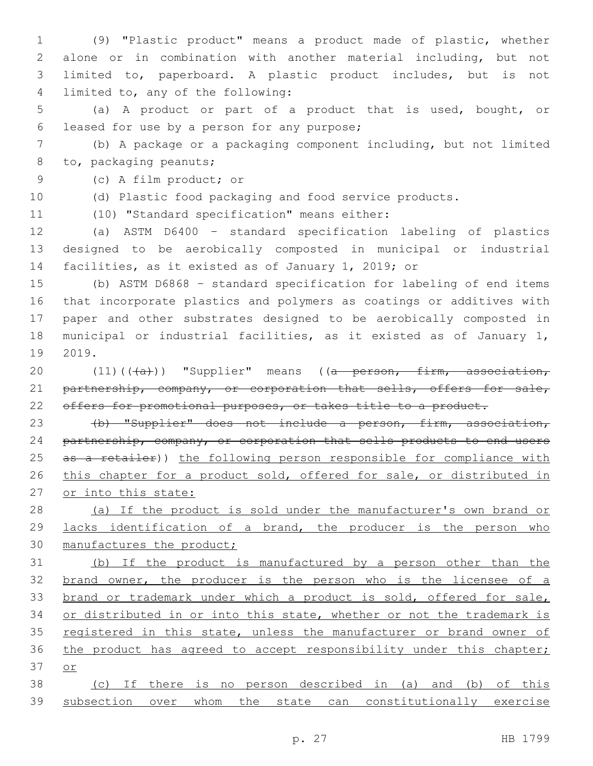(9) "Plastic product" means a product made of plastic, whether alone or in combination with another material including, but not limited to, paperboard. A plastic product includes, but is not limited to, any of the following:

(a) A product or part of a product that is used, bought, or leased for use by a person for any purpose;

(b) A package or a packaging component including, but not limited to, packaging peanuts;

(c) A film product; or

(d) Plastic food packaging and food service products.

(10) "Standard specification" means either:

(a) ASTM D6400 - standard specification labeling of plastics designed to be aerobically composted in municipal or industrial facilities, as it existed as of January 1, 2019; or

(b) ASTM D6868 - standard specification for labeling of end items that incorporate plastics and polymers as coatings or additives with paper and other substrates designed to be aerobically composted in municipal or industrial facilities, as it existed as of January 1, 2019.

(11)((~~(a)~~)) "Supplier" means ((~~a person, firm, association, partnership, company, or corporation that sells, offers for sale, offers for promotional purposes, or takes title to a product.~~

~~(b) "Supplier" does not include a person, firm, association, partnership, company, or corporation that sells products to end users as a retailer~~)) <u>the following person responsible for compliance with this chapter for a product sold, offered for sale, or distributed in or into this state:</u>

<u>(a) If the product is sold under the manufacturer's own brand or lacks identification of a brand, the producer is the person who manufactures the product;</u>

<u>(b) If the product is manufactured by a person other than the brand owner, the producer is the person who is the licensee of a brand or trademark under which a product is sold, offered for sale, or distributed in or into this state, whether or not the trademark is registered in this state, unless the manufacturer or brand owner of the product has agreed to accept responsibility under this chapter; or</u>

<u>(c) If there is no person described in (a) and (b) of this subsection over whom the state can constitutionally exercise</u>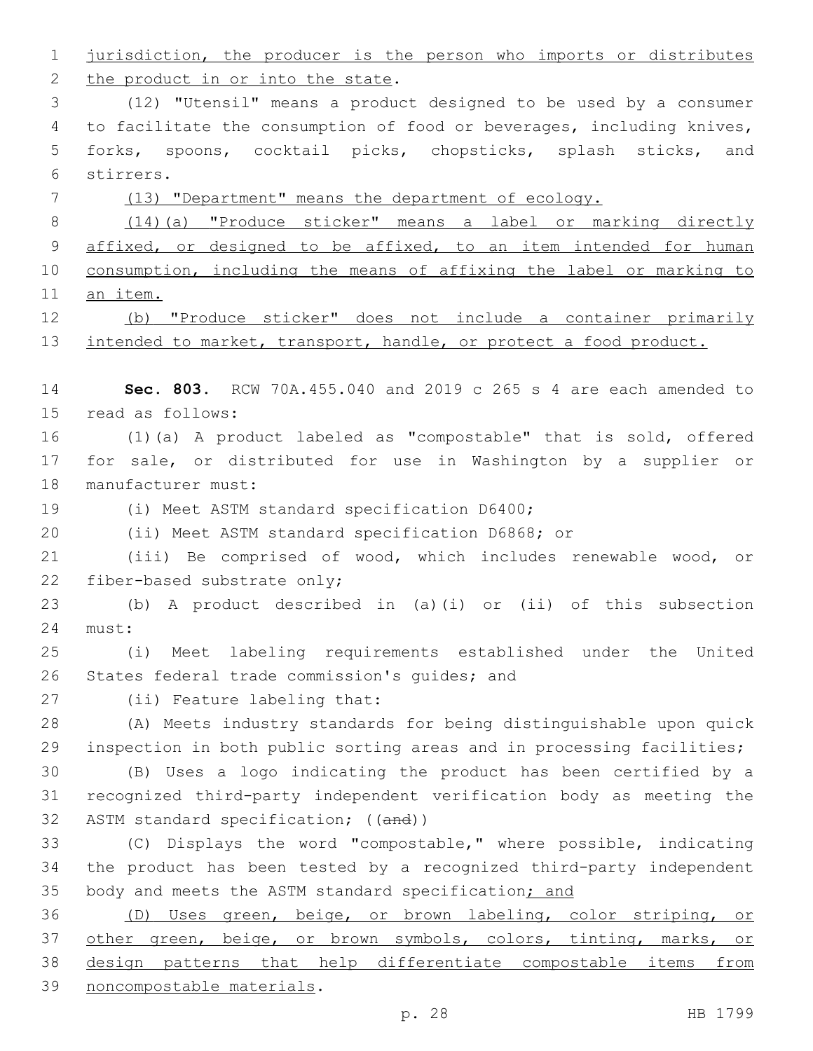jurisdiction, the producer is the person who imports or distributes the product in or into the state.

(12) "Utensil" means a product designed to be used by a consumer to facilitate the consumption of food or beverages, including knives, forks, spoons, cocktail picks, chopsticks, splash sticks, and stirrers.

(13) "Department" means the department of ecology.

(14)(a) "Produce sticker" means a label or marking directly affixed, or designed to be affixed, to an item intended for human consumption, including the means of affixing the label or marking to an item.

(b) "Produce sticker" does not include a container primarily intended to market, transport, handle, or protect a food product.

**Sec. 803.** RCW 70A.455.040 and 2019 c 265 s 4 are each amended to read as follows:

(1)(a) A product labeled as "compostable" that is sold, offered for sale, or distributed for use in Washington by a supplier or manufacturer must:

(i) Meet ASTM standard specification D6400;

(ii) Meet ASTM standard specification D6868; or

(iii) Be comprised of wood, which includes renewable wood, or fiber-based substrate only;

(b) A product described in (a)(i) or (ii) of this subsection must:

(i) Meet labeling requirements established under the United States federal trade commission's guides; and

(ii) Feature labeling that:

(A) Meets industry standards for being distinguishable upon quick inspection in both public sorting areas and in processing facilities;

(B) Uses a logo indicating the product has been certified by a recognized third-party independent verification body as meeting the ASTM standard specification; ((~~and~~))

(C) Displays the word "compostable," where possible, indicating the product has been tested by a recognized third-party independent body and meets the ASTM standard specification; and

(D) Uses green, beige, or brown labeling, color striping, or other green, beige, or brown symbols, colors, tinting, marks, or design patterns that help differentiate compostable items from noncompostable materials.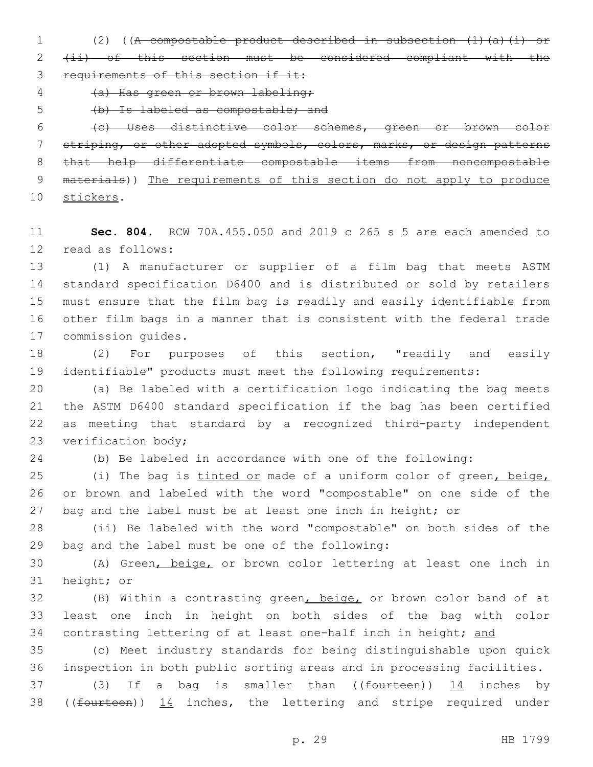(2) ((~~A compostable product described in subsection (1)(a)(i) or (ii) of this section must be considered compliant with the requirements of this section if it:~~

~~(a) Has green or brown labeling;~~

~~(b) Is labeled as compostable; and~~

~~(c) Uses distinctive color schemes, green or brown color striping, or other adopted symbols, colors, marks, or design patterns that help differentiate compostable items from noncompostable materials~~)) <u>The requirements of this section do not apply to produce stickers</u>.

**Sec. 804.** RCW 70A.455.050 and 2019 c 265 s 5 are each amended to read as follows:

(1) A manufacturer or supplier of a film bag that meets ASTM standard specification D6400 and is distributed or sold by retailers must ensure that the film bag is readily and easily identifiable from other film bags in a manner that is consistent with the federal trade commission guides.

(2) For purposes of this section, "readily and easily identifiable" products must meet the following requirements:

(a) Be labeled with a certification logo indicating the bag meets the ASTM D6400 standard specification if the bag has been certified as meeting that standard by a recognized third-party independent verification body;

(b) Be labeled in accordance with one of the following:

(i) The bag is <u>tinted or</u> made of a uniform color of green<u>, beige,</u> or brown and labeled with the word "compostable" on one side of the bag and the label must be at least one inch in height; or

(ii) Be labeled with the word "compostable" on both sides of the bag and the label must be one of the following:

(A) Green<u>, beige,</u> or brown color lettering at least one inch in height; or

(B) Within a contrasting green<u>, beige,</u> or brown color band of at least one inch in height on both sides of the bag with color contrasting lettering of at least one-half inch in height; <u>and</u>

(c) Meet industry standards for being distinguishable upon quick inspection in both public sorting areas and in processing facilities.

(3) If a bag is smaller than ((~~fourteen~~)) <u>14</u> inches by ((~~fourteen~~)) <u>14</u> inches, the lettering and stripe required under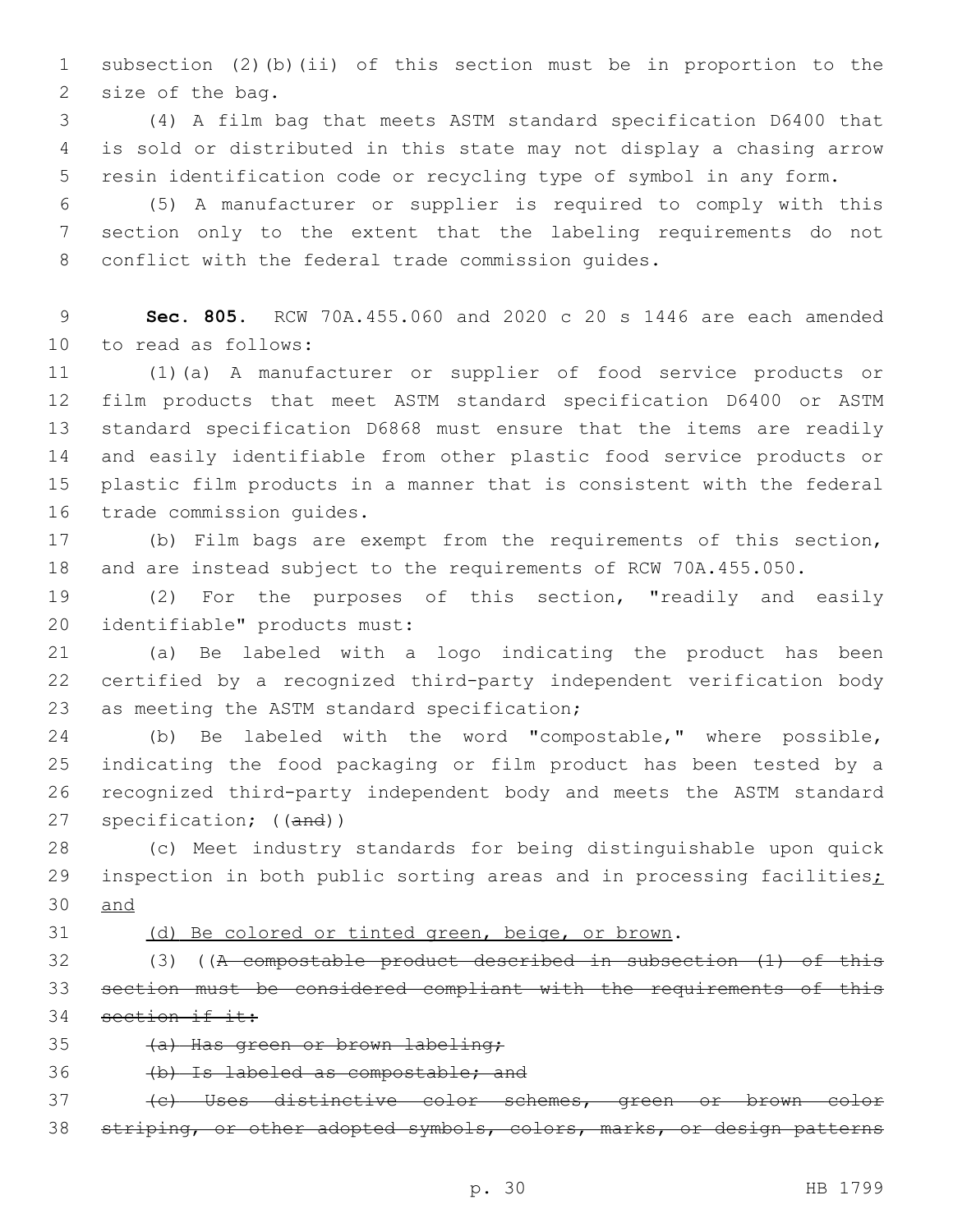subsection (2)(b)(ii) of this section must be in proportion to the size of the bag.

(4) A film bag that meets ASTM standard specification D6400 that is sold or distributed in this state may not display a chasing arrow resin identification code or recycling type of symbol in any form.

(5) A manufacturer or supplier is required to comply with this section only to the extent that the labeling requirements do not conflict with the federal trade commission guides.

**Sec. 805.** RCW 70A.455.060 and 2020 c 20 s 1446 are each amended to read as follows:

(1)(a) A manufacturer or supplier of food service products or film products that meet ASTM standard specification D6400 or ASTM standard specification D6868 must ensure that the items are readily and easily identifiable from other plastic food service products or plastic film products in a manner that is consistent with the federal trade commission guides.

(b) Film bags are exempt from the requirements of this section, and are instead subject to the requirements of RCW 70A.455.050.

(2) For the purposes of this section, "readily and easily identifiable" products must:

(a) Be labeled with a logo indicating the product has been certified by a recognized third-party independent verification body as meeting the ASTM standard specification;

(b) Be labeled with the word "compostable," where possible, indicating the food packaging or film product has been tested by a recognized third-party independent body and meets the ASTM standard specification; ((~~and~~))

(c) Meet industry standards for being distinguishable upon quick inspection in both public sorting areas and in processing facilities<u>; and</u>

<u>(d) Be colored or tinted green, beige, or brown</u>.

(3) ((~~A compostable product described in subsection (1) of this section must be considered compliant with the requirements of this section if it:~~

~~(a) Has green or brown labeling;~~

~~(b) Is labeled as compostable; and~~

~~(c) Uses distinctive color schemes, green or brown color striping, or other adopted symbols, colors, marks, or design patterns~~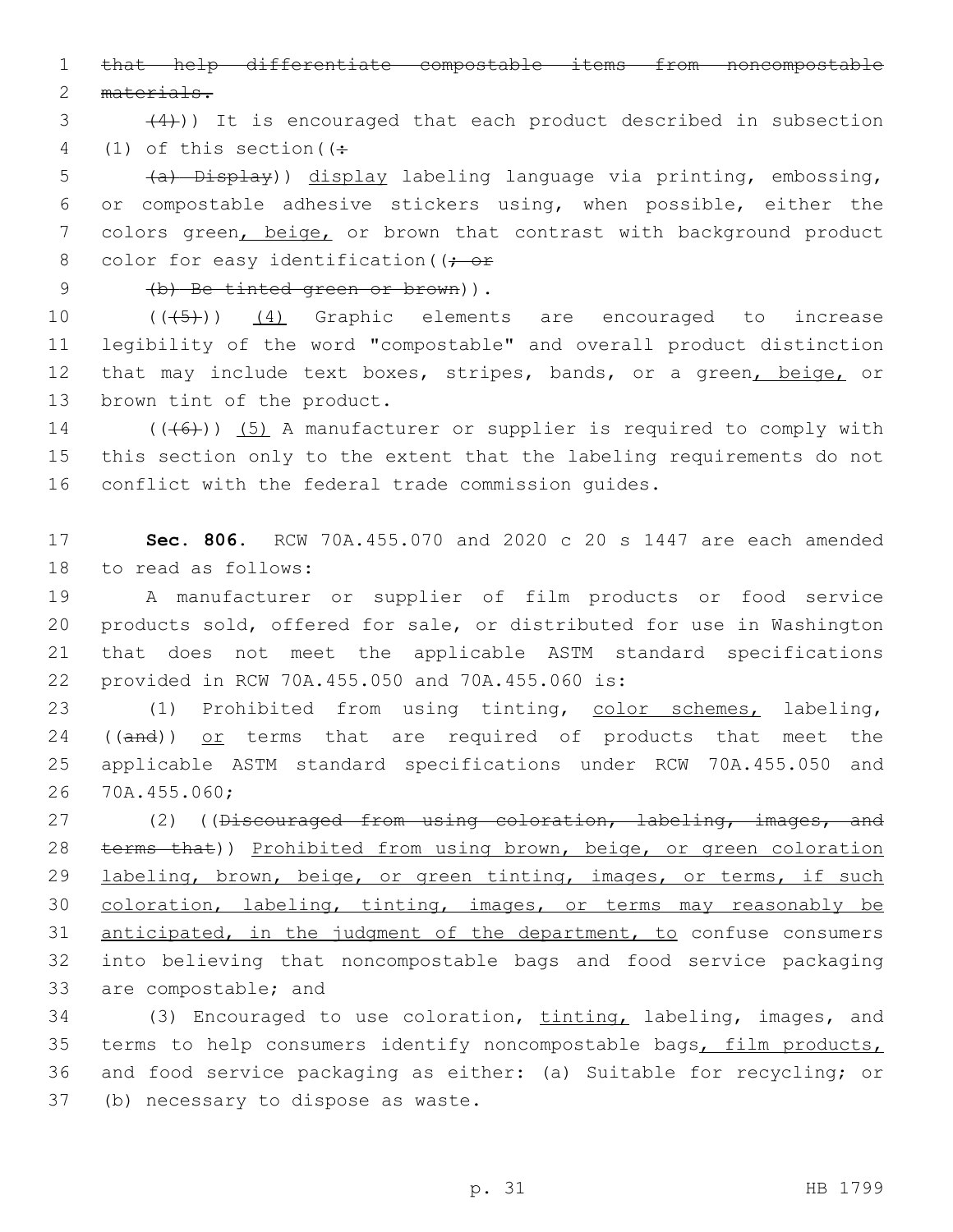that help differentiate compostable items from noncompostable materials.

(4))) It is encouraged that each product described in subsection (1) of this section((:

(a) Display)) display labeling language via printing, embossing, or compostable adhesive stickers using, when possible, either the colors green, beige, or brown that contrast with background product color for easy identification((; or

(b) Be tinted green or brown)).

(((5))) (4) Graphic elements are encouraged to increase legibility of the word "compostable" and overall product distinction that may include text boxes, stripes, bands, or a green, beige, or brown tint of the product.

(((6))) (5) A manufacturer or supplier is required to comply with this section only to the extent that the labeling requirements do not conflict with the federal trade commission guides.

**Sec. 806.** RCW 70A.455.070 and 2020 c 20 s 1447 are each amended to read as follows:

A manufacturer or supplier of film products or food service products sold, offered for sale, or distributed for use in Washington that does not meet the applicable ASTM standard specifications provided in RCW 70A.455.050 and 70A.455.060 is:

(1) Prohibited from using tinting, color schemes, labeling, ((and)) or terms that are required of products that meet the applicable ASTM standard specifications under RCW 70A.455.050 and 70A.455.060;

(2) ((Discouraged from using coloration, labeling, images, and terms that)) Prohibited from using brown, beige, or green coloration labeling, brown, beige, or green tinting, images, or terms, if such coloration, labeling, tinting, images, or terms may reasonably be anticipated, in the judgment of the department, to confuse consumers into believing that noncompostable bags and food service packaging are compostable; and

(3) Encouraged to use coloration, tinting, labeling, images, and terms to help consumers identify noncompostable bags, film products, and food service packaging as either: (a) Suitable for recycling; or (b) necessary to dispose as waste.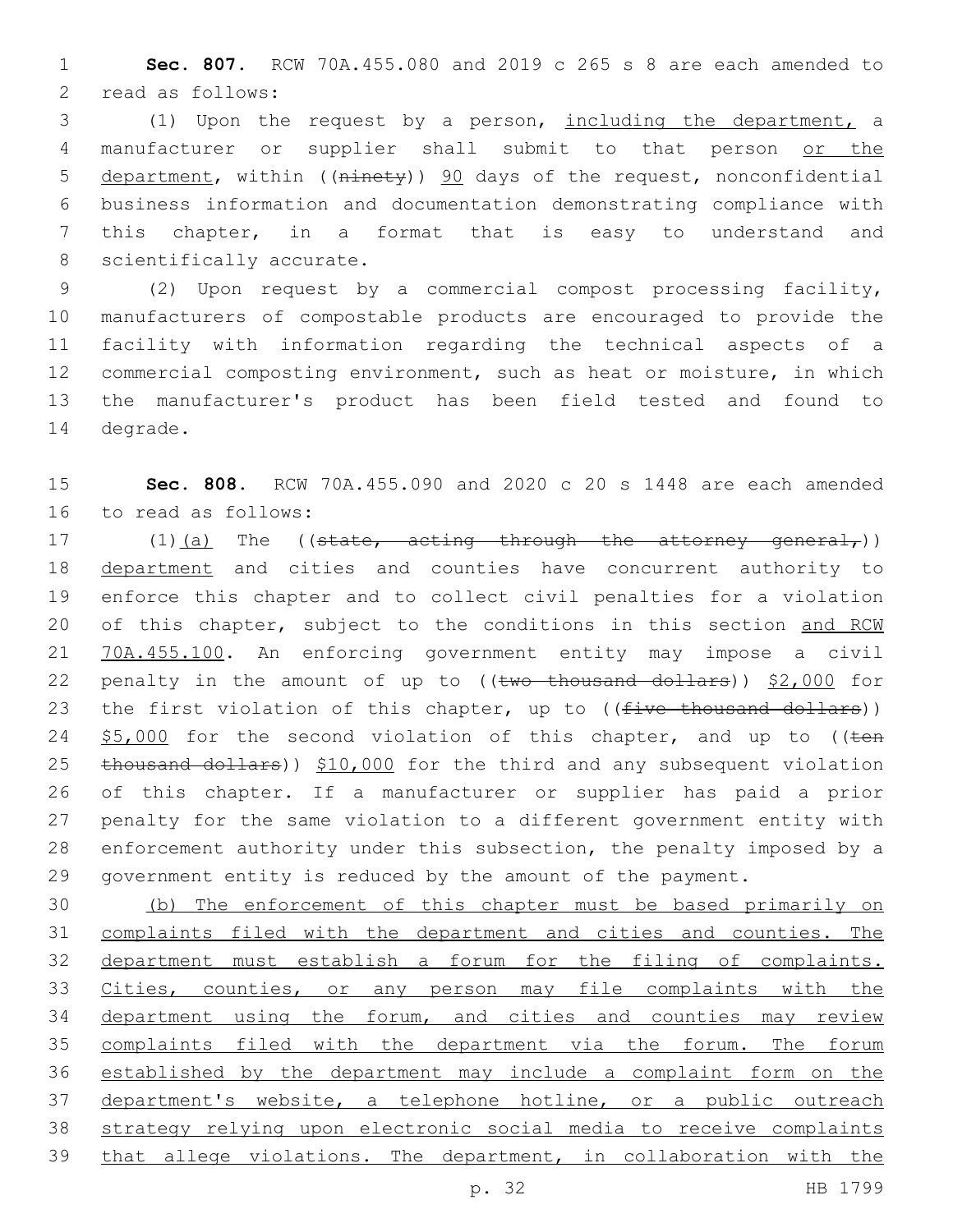**Sec. 807.** RCW 70A.455.080 and 2019 c 265 s 8 are each amended to read as follows:

(1) Upon the request by a person, including the department, a manufacturer or supplier shall submit to that person or the department, within ((~~ninety~~)) 90 days of the request, nonconfidential business information and documentation demonstrating compliance with this chapter, in a format that is easy to understand and scientifically accurate.

(2) Upon request by a commercial compost processing facility, manufacturers of compostable products are encouraged to provide the facility with information regarding the technical aspects of a commercial composting environment, such as heat or moisture, in which the manufacturer's product has been field tested and found to degrade.

**Sec. 808.** RCW 70A.455.090 and 2020 c 20 s 1448 are each amended to read as follows:

(1)(a) The ((~~state, acting through the attorney general,~~)) department and cities and counties have concurrent authority to enforce this chapter and to collect civil penalties for a violation of this chapter, subject to the conditions in this section and RCW 70A.455.100. An enforcing government entity may impose a civil penalty in the amount of up to ((~~two thousand dollars~~)) $2,000 for the first violation of this chapter, up to ((~~five thousand dollars~~)) $5,000 for the second violation of this chapter, and up to ((~~ten thousand dollars~~)) $10,000 for the third and any subsequent violation of this chapter. If a manufacturer or supplier has paid a prior penalty for the same violation to a different government entity with enforcement authority under this subsection, the penalty imposed by a government entity is reduced by the amount of the payment.

(b) The enforcement of this chapter must be based primarily on complaints filed with the department and cities and counties. The department must establish a forum for the filing of complaints. Cities, counties, or any person may file complaints with the department using the forum, and cities and counties may review complaints filed with the department via the forum. The forum established by the department may include a complaint form on the department's website, a telephone hotline, or a public outreach strategy relying upon electronic social media to receive complaints that allege violations. The department, in collaboration with the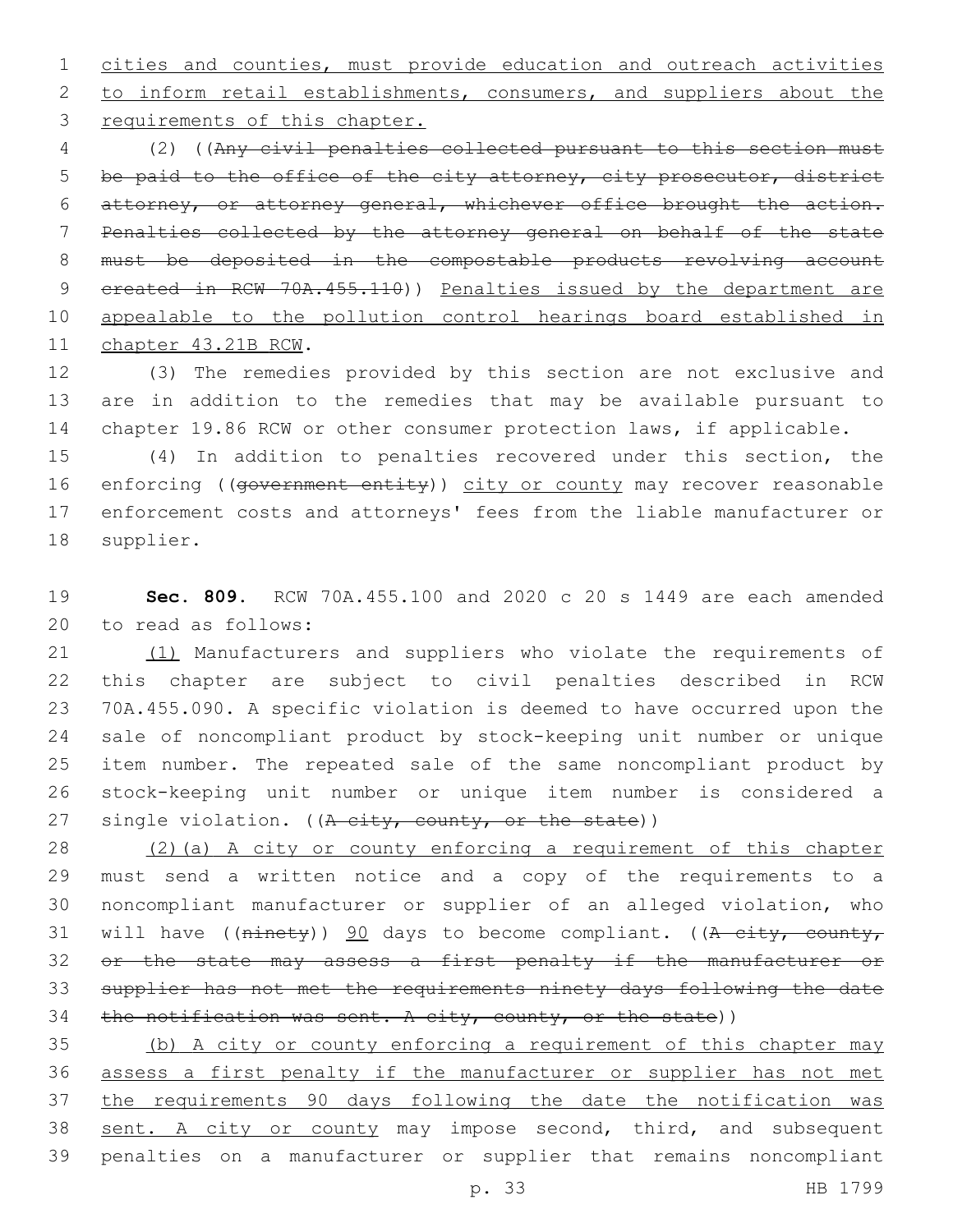cities and counties, must provide education and outreach activities to inform retail establishments, consumers, and suppliers about the requirements of this chapter.

(2) ((Any civil penalties collected pursuant to this section must be paid to the office of the city attorney, city prosecutor, district attorney, or attorney general, whichever office brought the action. Penalties collected by the attorney general on behalf of the state must be deposited in the compostable products revolving account created in RCW 70A.455.110)) Penalties issued by the department are appealable to the pollution control hearings board established in chapter 43.21B RCW.

(3) The remedies provided by this section are not exclusive and are in addition to the remedies that may be available pursuant to chapter 19.86 RCW or other consumer protection laws, if applicable.

(4) In addition to penalties recovered under this section, the enforcing ((government entity)) city or county may recover reasonable enforcement costs and attorneys' fees from the liable manufacturer or supplier.

**Sec. 809.** RCW 70A.455.100 and 2020 c 20 s 1449 are each amended to read as follows:

(1) Manufacturers and suppliers who violate the requirements of this chapter are subject to civil penalties described in RCW 70A.455.090. A specific violation is deemed to have occurred upon the sale of noncompliant product by stock-keeping unit number or unique item number. The repeated sale of the same noncompliant product by stock-keeping unit number or unique item number is considered a single violation. ((A city, county, or the state))

(2)(a) A city or county enforcing a requirement of this chapter must send a written notice and a copy of the requirements to a noncompliant manufacturer or supplier of an alleged violation, who will have ((ninety)) 90 days to become compliant. ((A city, county, or the state may assess a first penalty if the manufacturer or supplier has not met the requirements ninety days following the date the notification was sent. A city, county, or the state))

(b) A city or county enforcing a requirement of this chapter may assess a first penalty if the manufacturer or supplier has not met the requirements 90 days following the date the notification was sent. A city or county may impose second, third, and subsequent penalties on a manufacturer or supplier that remains noncompliant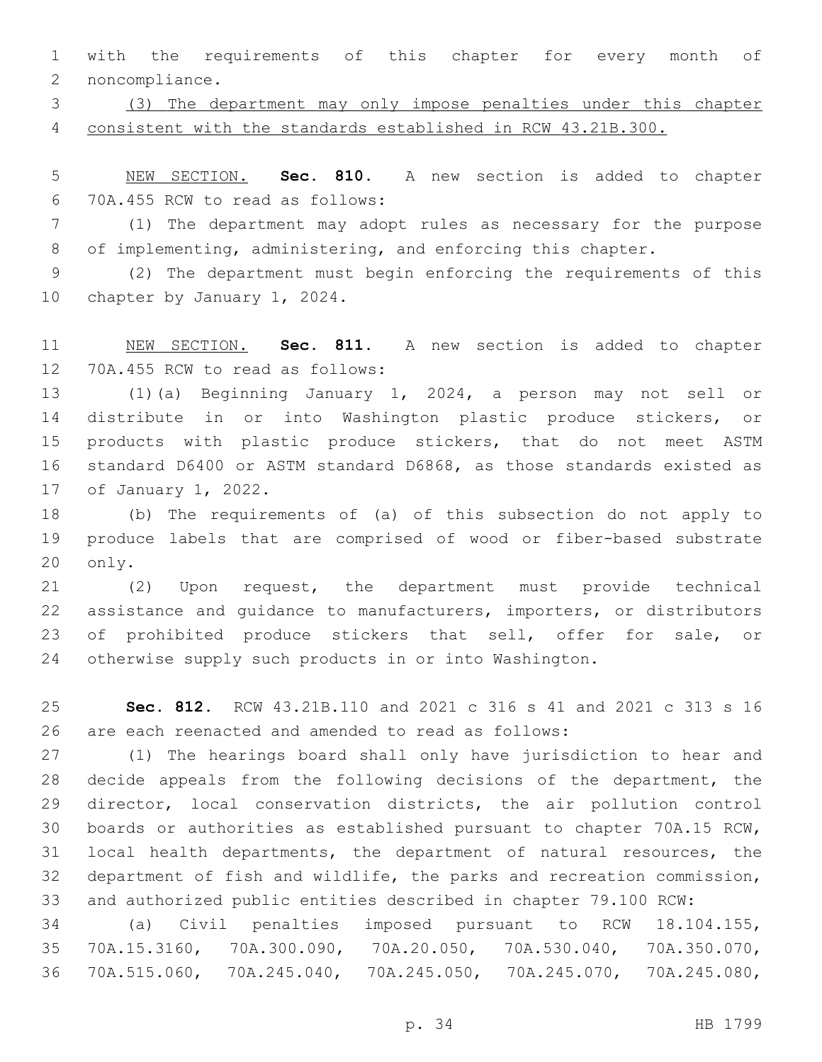with the requirements of this chapter for every month of noncompliance.

(3) The department may only impose penalties under this chapter consistent with the standards established in RCW 43.21B.300.

NEW SECTION. **Sec. 810.** A new section is added to chapter 70A.455 RCW to read as follows:

(1) The department may adopt rules as necessary for the purpose of implementing, administering, and enforcing this chapter.

(2) The department must begin enforcing the requirements of this chapter by January 1, 2024.

NEW SECTION. **Sec. 811.** A new section is added to chapter 70A.455 RCW to read as follows:

(1)(a) Beginning January 1, 2024, a person may not sell or distribute in or into Washington plastic produce stickers, or products with plastic produce stickers, that do not meet ASTM standard D6400 or ASTM standard D6868, as those standards existed as of January 1, 2022.

(b) The requirements of (a) of this subsection do not apply to produce labels that are comprised of wood or fiber-based substrate only.

(2) Upon request, the department must provide technical assistance and guidance to manufacturers, importers, or distributors of prohibited produce stickers that sell, offer for sale, or otherwise supply such products in or into Washington.

**Sec. 812.** RCW 43.21B.110 and 2021 c 316 s 41 and 2021 c 313 s 16 are each reenacted and amended to read as follows:

(1) The hearings board shall only have jurisdiction to hear and decide appeals from the following decisions of the department, the director, local conservation districts, the air pollution control boards or authorities as established pursuant to chapter 70A.15 RCW, local health departments, the department of natural resources, the department of fish and wildlife, the parks and recreation commission, and authorized public entities described in chapter 79.100 RCW:

(a) Civil penalties imposed pursuant to RCW 18.104.155, 70A.15.3160, 70A.300.090, 70A.20.050, 70A.530.040, 70A.350.070, 70A.515.060, 70A.245.040, 70A.245.050, 70A.245.070, 70A.245.080,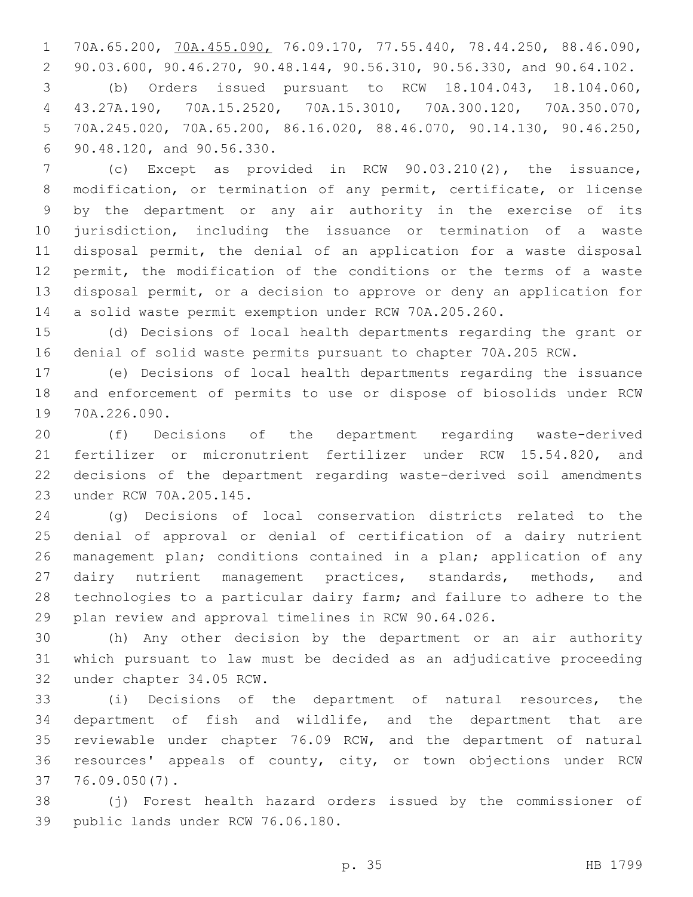70A.65.200, <u>70A.455.090,</u> 76.09.170, 77.55.440, 78.44.250, 88.46.090, 90.03.600, 90.46.270, 90.48.144, 90.56.310, 90.56.330, and 90.64.102.

(b) Orders issued pursuant to RCW 18.104.043, 18.104.060, 43.27A.190, 70A.15.2520, 70A.15.3010, 70A.300.120, 70A.350.070, 70A.245.020, 70A.65.200, 86.16.020, 88.46.070, 90.14.130, 90.46.250, 90.48.120, and 90.56.330.

(c) Except as provided in RCW 90.03.210(2), the issuance, modification, or termination of any permit, certificate, or license by the department or any air authority in the exercise of its jurisdiction, including the issuance or termination of a waste disposal permit, the denial of an application for a waste disposal permit, the modification of the conditions or the terms of a waste disposal permit, or a decision to approve or deny an application for a solid waste permit exemption under RCW 70A.205.260.

(d) Decisions of local health departments regarding the grant or denial of solid waste permits pursuant to chapter 70A.205 RCW.

(e) Decisions of local health departments regarding the issuance and enforcement of permits to use or dispose of biosolids under RCW 70A.226.090.

(f) Decisions of the department regarding waste-derived fertilizer or micronutrient fertilizer under RCW 15.54.820, and decisions of the department regarding waste-derived soil amendments under RCW 70A.205.145.

(g) Decisions of local conservation districts related to the denial of approval or denial of certification of a dairy nutrient management plan; conditions contained in a plan; application of any dairy nutrient management practices, standards, methods, and technologies to a particular dairy farm; and failure to adhere to the plan review and approval timelines in RCW 90.64.026.

(h) Any other decision by the department or an air authority which pursuant to law must be decided as an adjudicative proceeding under chapter 34.05 RCW.

(i) Decisions of the department of natural resources, the department of fish and wildlife, and the department that are reviewable under chapter 76.09 RCW, and the department of natural resources' appeals of county, city, or town objections under RCW 76.09.050(7).

(j) Forest health hazard orders issued by the commissioner of public lands under RCW 76.06.180.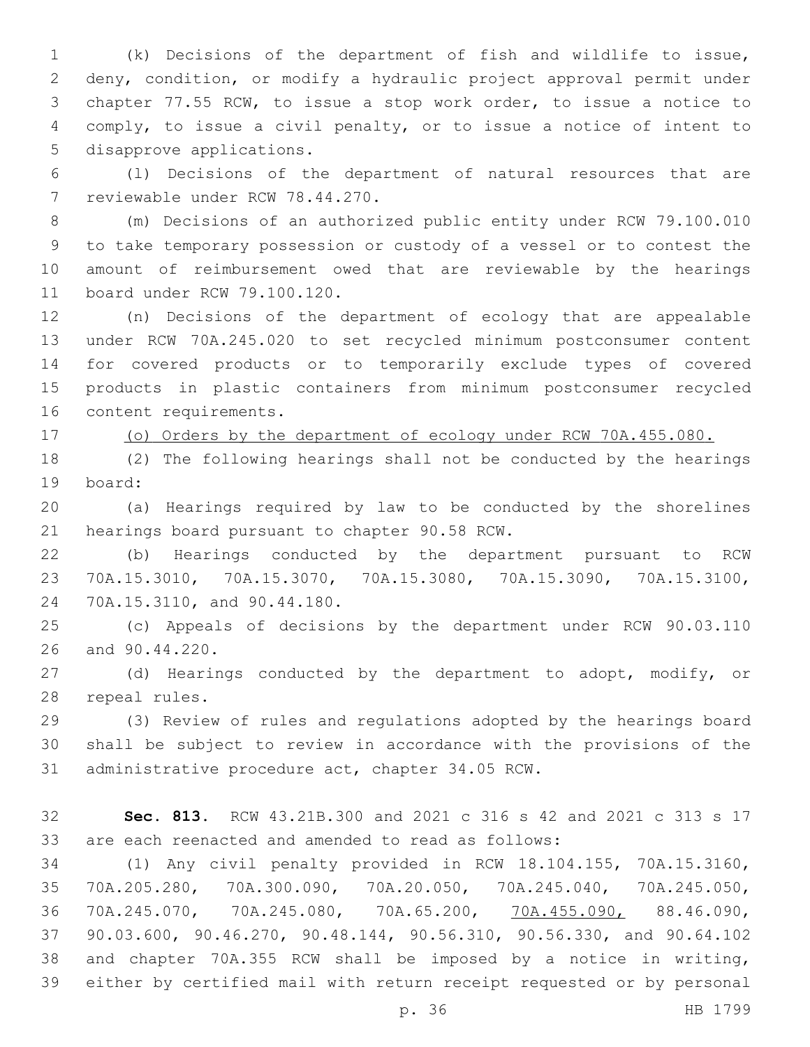(k) Decisions of the department of fish and wildlife to issue, deny, condition, or modify a hydraulic project approval permit under chapter 77.55 RCW, to issue a stop work order, to issue a notice to comply, to issue a civil penalty, or to issue a notice of intent to disapprove applications.

(l) Decisions of the department of natural resources that are reviewable under RCW 78.44.270.

(m) Decisions of an authorized public entity under RCW 79.100.010 to take temporary possession or custody of a vessel or to contest the amount of reimbursement owed that are reviewable by the hearings board under RCW 79.100.120.

(n) Decisions of the department of ecology that are appealable under RCW 70A.245.020 to set recycled minimum postconsumer content for covered products or to temporarily exclude types of covered products in plastic containers from minimum postconsumer recycled content requirements.

<u>(o) Orders by the department of ecology under RCW 70A.455.080.</u>

(2) The following hearings shall not be conducted by the hearings board:

(a) Hearings required by law to be conducted by the shorelines hearings board pursuant to chapter 90.58 RCW.

(b) Hearings conducted by the department pursuant to RCW 70A.15.3010, 70A.15.3070, 70A.15.3080, 70A.15.3090, 70A.15.3100, 70A.15.3110, and 90.44.180.

(c) Appeals of decisions by the department under RCW 90.03.110 and 90.44.220.

(d) Hearings conducted by the department to adopt, modify, or repeal rules.

(3) Review of rules and regulations adopted by the hearings board shall be subject to review in accordance with the provisions of the administrative procedure act, chapter 34.05 RCW.

**Sec. 813.** RCW 43.21B.300 and 2021 c 316 s 42 and 2021 c 313 s 17 are each reenacted and amended to read as follows:

(1) Any civil penalty provided in RCW 18.104.155, 70A.15.3160, 70A.205.280, 70A.300.090, 70A.20.050, 70A.245.040, 70A.245.050, 70A.245.070, 70A.245.080, 70A.65.200, <u>70A.455.090,</u> 88.46.090, 90.03.600, 90.46.270, 90.48.144, 90.56.310, 90.56.330, and 90.64.102 and chapter 70A.355 RCW shall be imposed by a notice in writing, either by certified mail with return receipt requested or by personal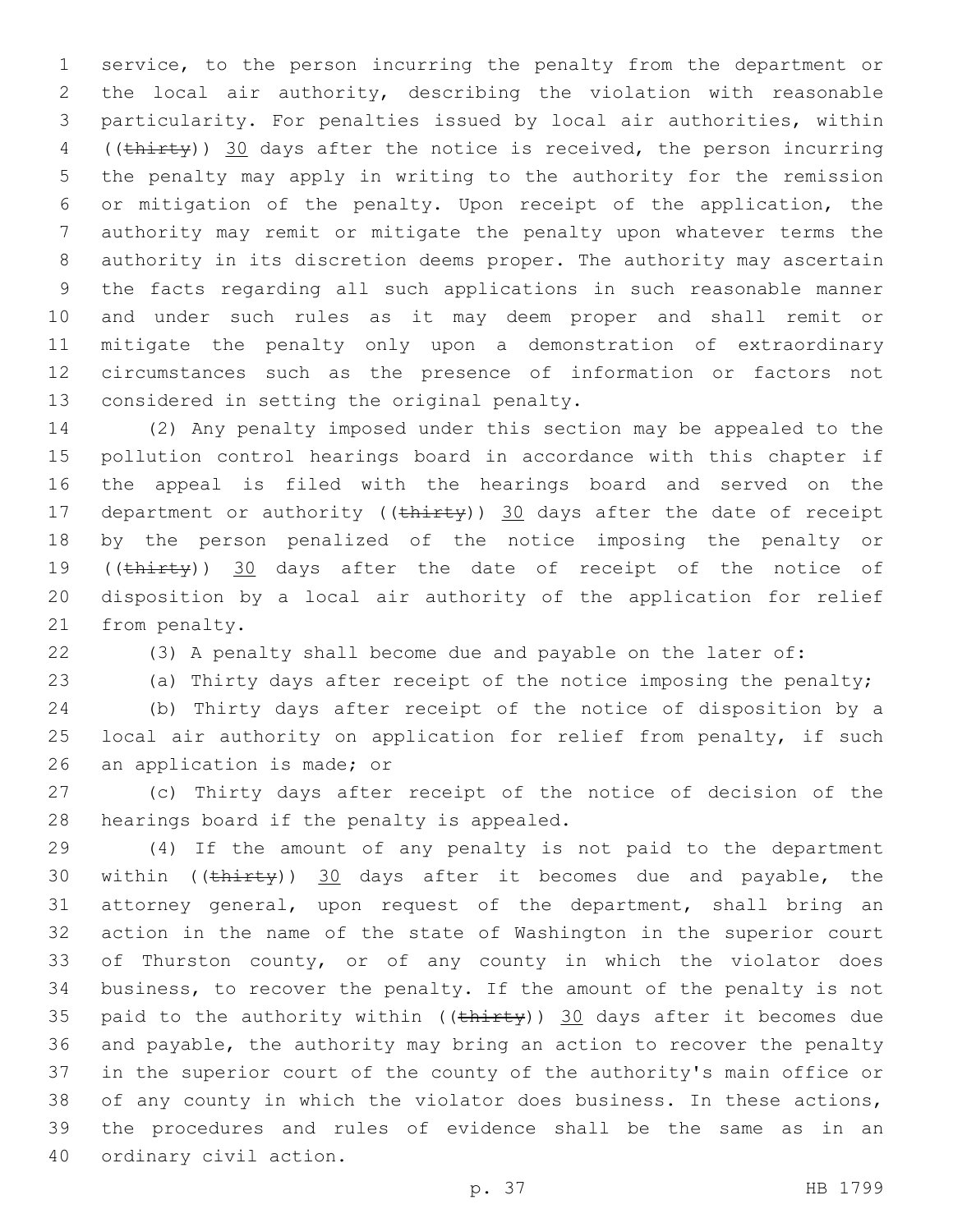service, to the person incurring the penalty from the department or the local air authority, describing the violation with reasonable particularity. For penalties issued by local air authorities, within ((~~thirty~~)) 30 days after the notice is received, the person incurring the penalty may apply in writing to the authority for the remission or mitigation of the penalty. Upon receipt of the application, the authority may remit or mitigate the penalty upon whatever terms the authority in its discretion deems proper. The authority may ascertain the facts regarding all such applications in such reasonable manner and under such rules as it may deem proper and shall remit or mitigate the penalty only upon a demonstration of extraordinary circumstances such as the presence of information or factors not considered in setting the original penalty.

(2) Any penalty imposed under this section may be appealed to the pollution control hearings board in accordance with this chapter if the appeal is filed with the hearings board and served on the department or authority ((~~thirty~~)) 30 days after the date of receipt by the person penalized of the notice imposing the penalty or ((~~thirty~~)) 30 days after the date of receipt of the notice of disposition by a local air authority of the application for relief from penalty.

(3) A penalty shall become due and payable on the later of:

(a) Thirty days after receipt of the notice imposing the penalty;

(b) Thirty days after receipt of the notice of disposition by a local air authority on application for relief from penalty, if such an application is made; or

(c) Thirty days after receipt of the notice of decision of the hearings board if the penalty is appealed.

(4) If the amount of any penalty is not paid to the department within ((~~thirty~~)) 30 days after it becomes due and payable, the attorney general, upon request of the department, shall bring an action in the name of the state of Washington in the superior court of Thurston county, or of any county in which the violator does business, to recover the penalty. If the amount of the penalty is not paid to the authority within ((~~thirty~~)) 30 days after it becomes due and payable, the authority may bring an action to recover the penalty in the superior court of the county of the authority's main office or of any county in which the violator does business. In these actions, the procedures and rules of evidence shall be the same as in an ordinary civil action.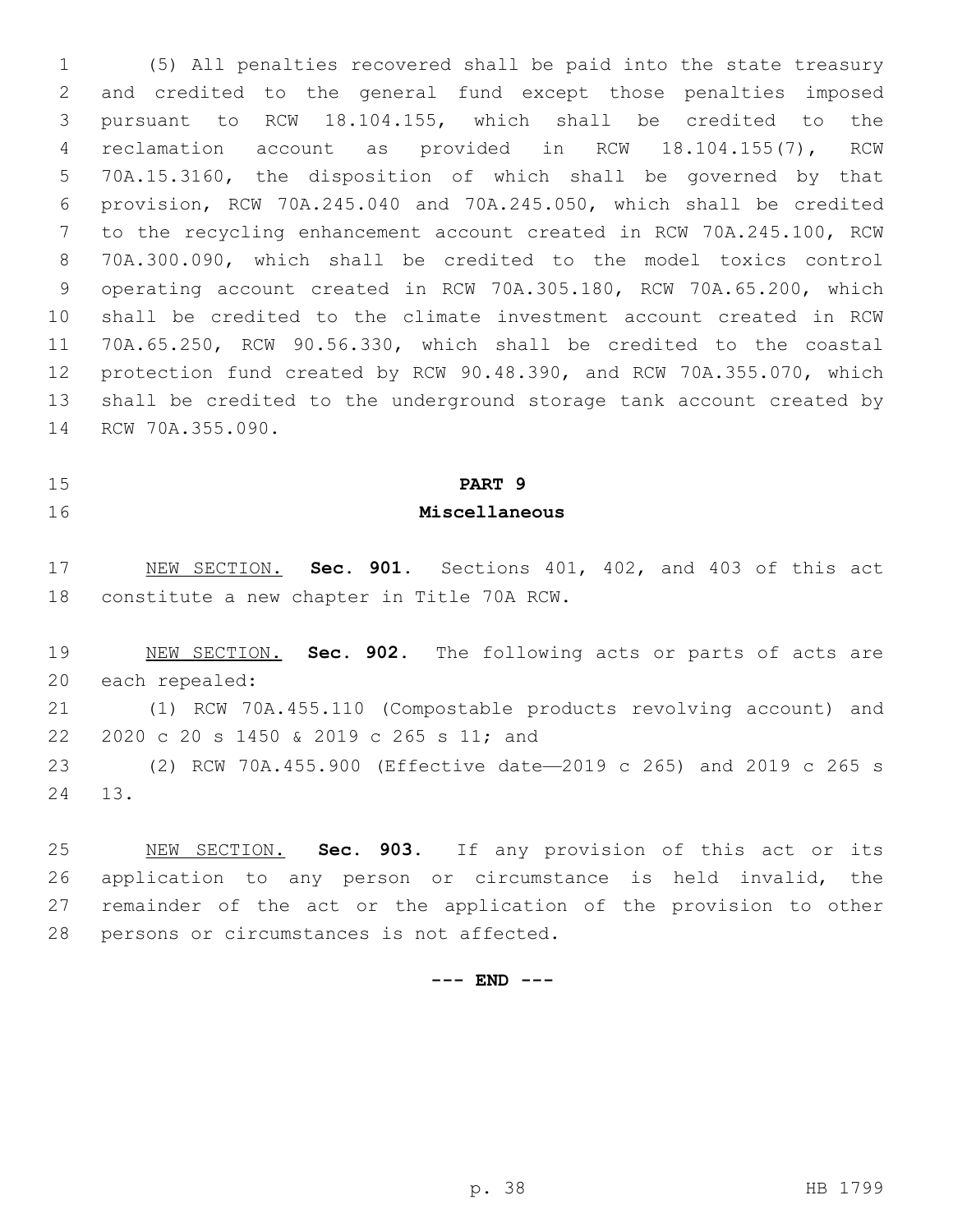(5) All penalties recovered shall be paid into the state treasury and credited to the general fund except those penalties imposed pursuant to RCW 18.104.155, which shall be credited to the reclamation account as provided in RCW 18.104.155(7), RCW 70A.15.3160, the disposition of which shall be governed by that provision, RCW 70A.245.040 and 70A.245.050, which shall be credited to the recycling enhancement account created in RCW 70A.245.100, RCW 70A.300.090, which shall be credited to the model toxics control operating account created in RCW 70A.305.180, RCW 70A.65.200, which shall be credited to the climate investment account created in RCW 70A.65.250, RCW 90.56.330, which shall be credited to the coastal protection fund created by RCW 90.48.390, and RCW 70A.355.070, which shall be credited to the underground storage tank account created by RCW 70A.355.090.

## PART 9
## Miscellaneous

NEW SECTION. **Sec. 901.** Sections 401, 402, and 403 of this act constitute a new chapter in Title 70A RCW.

NEW SECTION. **Sec. 902.** The following acts or parts of acts are each repealed:

(1) RCW 70A.455.110 (Compostable products revolving account) and 2020 c 20 s 1450 & 2019 c 265 s 11; and

(2) RCW 70A.455.900 (Effective date—2019 c 265) and 2019 c 265 s 13.

NEW SECTION. **Sec. 903.** If any provision of this act or its application to any person or circumstance is held invalid, the remainder of the act or the application of the provision to other persons or circumstances is not affected.

**--- END ---**